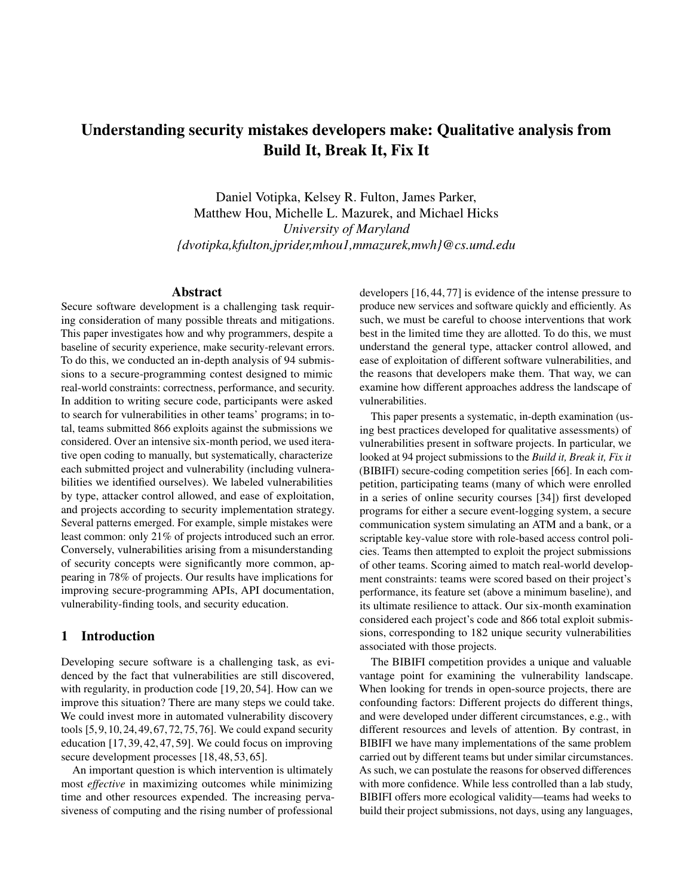# Understanding security mistakes developers make: Qualitative analysis from Build It, Break It, Fix It

Daniel Votipka, Kelsey R. Fulton, James Parker,
Matthew Hou, Michelle L. Mazurek, and Michael Hicks
*University of Maryland*
*{dvotipka,kfulton,jprider,mhou1,mmazurek,mwh}@cs.umd.edu*

## Abstract

Secure software development is a challenging task requiring consideration of many possible threats and mitigations. This paper investigates how and why programmers, despite a baseline of security experience, make security-relevant errors. To do this, we conducted an in-depth analysis of 94 submissions to a secure-programming contest designed to mimic real-world constraints: correctness, performance, and security. In addition to writing secure code, participants were asked to search for vulnerabilities in other teams' programs; in total, teams submitted 866 exploits against the submissions we considered. Over an intensive six-month period, we used iterative open coding to manually, but systematically, characterize each submitted project and vulnerability (including vulnerabilities we identified ourselves). We labeled vulnerabilities by type, attacker control allowed, and ease of exploitation, and projects according to security implementation strategy. Several patterns emerged. For example, simple mistakes were least common: only 21% of projects introduced such an error. Conversely, vulnerabilities arising from a misunderstanding of security concepts were significantly more common, appearing in 78% of projects. Our results have implications for improving secure-programming APIs, API documentation, vulnerability-finding tools, and security education.

## 1 Introduction

Developing secure software is a challenging task, as evidenced by the fact that vulnerabilities are still discovered, with regularity, in production code [19, 20, 54]. How can we improve this situation? There are many steps we could take. We could invest more in automated vulnerability discovery tools [5, 9, 10, 24, 49, 67, 72, 75, 76]. We could expand security education [17, 39, 42, 47, 59]. We could focus on improving secure development processes [18, 48, 53, 65].

An important question is which intervention is ultimately most *effective* in maximizing outcomes while minimizing time and other resources expended. The increasing pervasiveness of computing and the rising number of professional developers [16, 44, 77] is evidence of the intense pressure to produce new services and software quickly and efficiently. As such, we must be careful to choose interventions that work best in the limited time they are allotted. To do this, we must understand the general type, attacker control allowed, and ease of exploitation of different software vulnerabilities, and the reasons that developers make them. That way, we can examine how different approaches address the landscape of vulnerabilities.

This paper presents a systematic, in-depth examination (using best practices developed for qualitative assessments) of vulnerabilities present in software projects. In particular, we looked at 94 project submissions to the *Build it, Break it, Fix it* (BIBIFI) secure-coding competition series [66]. In each competition, participating teams (many of which were enrolled in a series of online security courses [34]) first developed programs for either a secure event-logging system, a secure communication system simulating an ATM and a bank, or a scriptable key-value store with role-based access control policies. Teams then attempted to exploit the project submissions of other teams. Scoring aimed to match real-world development constraints: teams were scored based on their project's performance, its feature set (above a minimum baseline), and its ultimate resilience to attack. Our six-month examination considered each project's code and 866 total exploit submissions, corresponding to 182 unique security vulnerabilities associated with those projects.

The BIBIFI competition provides a unique and valuable vantage point for examining the vulnerability landscape. When looking for trends in open-source projects, there are confounding factors: Different projects do different things, and were developed under different circumstances, e.g., with different resources and levels of attention. By contrast, in BIBIFI we have many implementations of the same problem carried out by different teams but under similar circumstances. As such, we can postulate the reasons for observed differences with more confidence. While less controlled than a lab study, BIBIFI offers more ecological validity—teams had weeks to build their project submissions, not days, using any languages,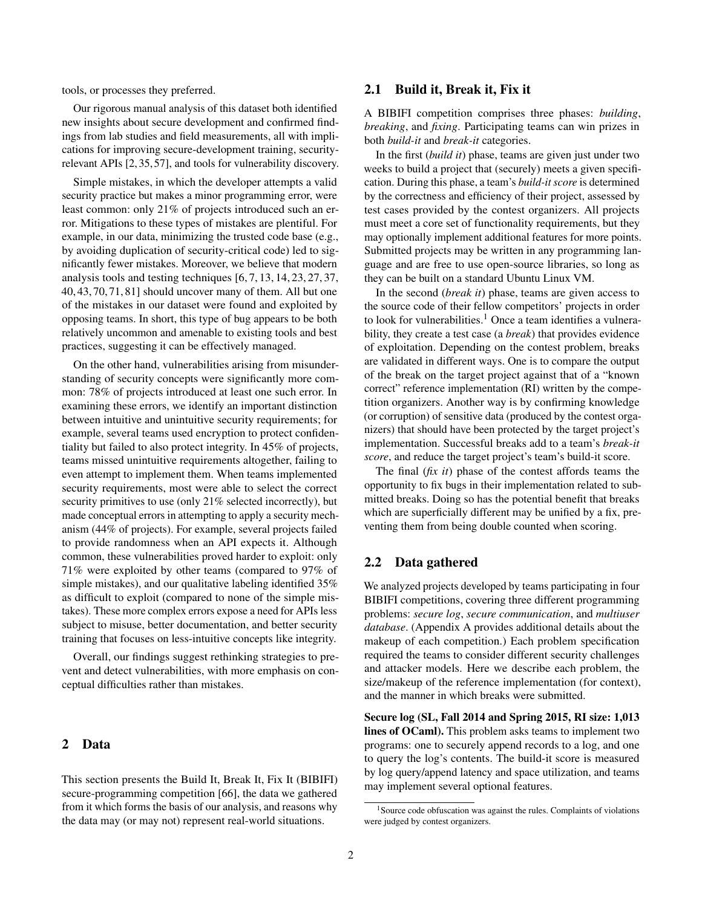tools, or processes they preferred.

Our rigorous manual analysis of this dataset both identified new insights about secure development and confirmed findings from lab studies and field measurements, all with implications for improving secure-development training, security-relevant APIs [2, 35, 57], and tools for vulnerability discovery.

Simple mistakes, in which the developer attempts a valid security practice but makes a minor programming error, were least common: only 21% of projects introduced such an error. Mitigations to these types of mistakes are plentiful. For example, in our data, minimizing the trusted code base (e.g., by avoiding duplication of security-critical code) led to significantly fewer mistakes. Moreover, we believe that modern analysis tools and testing techniques [6, 7, 13, 14, 23, 27, 37, 40, 43, 70, 71, 81] should uncover many of them. All but one of the mistakes in our dataset were found and exploited by opposing teams. In short, this type of bug appears to be both relatively uncommon and amenable to existing tools and best practices, suggesting it can be effectively managed.

On the other hand, vulnerabilities arising from misunderstanding of security concepts were significantly more common: 78% of projects introduced at least one such error. In examining these errors, we identify an important distinction between intuitive and unintuitive security requirements; for example, several teams used encryption to protect confidentiality but failed to also protect integrity. In 45% of projects, teams missed unintuitive requirements altogether, failing to even attempt to implement them. When teams implemented security requirements, most were able to select the correct security primitives to use (only 21% selected incorrectly), but made conceptual errors in attempting to apply a security mechanism (44% of projects). For example, several projects failed to provide randomness when an API expects it. Although common, these vulnerabilities proved harder to exploit: only 71% were exploited by other teams (compared to 97% of simple mistakes), and our qualitative labeling identified 35% as difficult to exploit (compared to none of the simple mistakes). These more complex errors expose a need for APIs less subject to misuse, better documentation, and better security training that focuses on less-intuitive concepts like integrity.

Overall, our findings suggest rethinking strategies to prevent and detect vulnerabilities, with more emphasis on conceptual difficulties rather than mistakes.

# 2 Data

This section presents the Build It, Break It, Fix It (BIBIFI) secure-programming competition [66], the data we gathered from it which forms the basis of our analysis, and reasons why the data may (or may not) represent real-world situations.

## 2.1 Build it, Break it, Fix it

A BIBIFI competition comprises three phases: *building*, *breaking*, and *fixing*. Participating teams can win prizes in both *build-it* and *break-it* categories.

In the first (*build it*) phase, teams are given just under two weeks to build a project that (securely) meets a given specification. During this phase, a team's *build-it score* is determined by the correctness and efficiency of their project, assessed by test cases provided by the contest organizers. All projects must meet a core set of functionality requirements, but they may optionally implement additional features for more points. Submitted projects may be written in any programming language and are free to use open-source libraries, so long as they can be built on a standard Ubuntu Linux VM.

In the second (*break it*) phase, teams are given access to the source code of their fellow competitors' projects in order to look for vulnerabilities.[1] Once a team identifies a vulnerability, they create a test case (a *break*) that provides evidence of exploitation. Depending on the contest problem, breaks are validated in different ways. One is to compare the output of the break on the target project against that of a "known correct" reference implementation (RI) written by the competition organizers. Another way is by confirming knowledge (or corruption) of sensitive data (produced by the contest organizers) that should have been protected by the target project's implementation. Successful breaks add to a team's *break-it score*, and reduce the target project's team's build-it score.

The final (*fix it*) phase of the contest affords teams the opportunity to fix bugs in their implementation related to submitted breaks. Doing so has the potential benefit that breaks which are superficially different may be unified by a fix, preventing them from being double counted when scoring.

## 2.2 Data gathered

We analyzed projects developed by teams participating in four BIBIFI competitions, covering three different programming problems: *secure log*, *secure communication*, and *multiuser database*. (Appendix A provides additional details about the makeup of each competition.) Each problem specification required the teams to consider different security challenges and attacker models. Here we describe each problem, the size/makeup of the reference implementation (for context), and the manner in which breaks were submitted.

**Secure log (SL, Fall 2014 and Spring 2015, RI size: 1,013 lines of OCaml).** This problem asks teams to implement two programs: one to securely append records to a log, and one to query the log's contents. The build-it score is measured by log query/append latency and space utilization, and teams may implement several optional features.

[1] Source code obfuscation was against the rules. Complaints of violations were judged by contest organizers.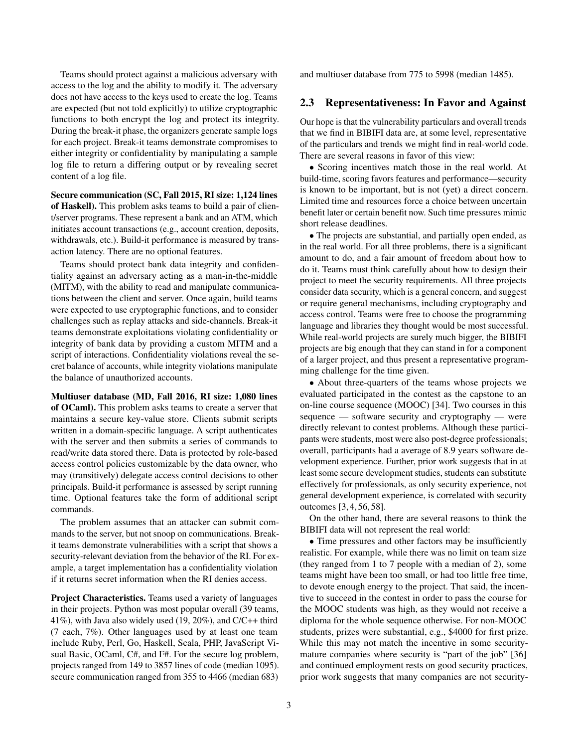Teams should protect against a malicious adversary with access to the log and the ability to modify it. The adversary does not have access to the keys used to create the log. Teams are expected (but not told explicitly) to utilize cryptographic functions to both encrypt the log and protect its integrity. During the break-it phase, the organizers generate sample logs for each project. Break-it teams demonstrate compromises to either integrity or confidentiality by manipulating a sample log file to return a differing output or by revealing secret content of a log file.

**Secure communication (SC, Fall 2015, RI size: 1,124 lines of Haskell).** This problem asks teams to build a pair of client/server programs. These represent a bank and an ATM, which initiates account transactions (e.g., account creation, deposits, withdrawals, etc.). Build-it performance is measured by transaction latency. There are no optional features.

Teams should protect bank data integrity and confidentiality against an adversary acting as a man-in-the-middle (MITM), with the ability to read and manipulate communications between the client and server. Once again, build teams were expected to use cryptographic functions, and to consider challenges such as replay attacks and side-channels. Break-it teams demonstrate exploitations violating confidentiality or integrity of bank data by providing a custom MITM and a script of interactions. Confidentiality violations reveal the secret balance of accounts, while integrity violations manipulate the balance of unauthorized accounts.

**Multiuser database (MD, Fall 2016, RI size: 1,080 lines of OCaml).** This problem asks teams to create a server that maintains a secure key-value store. Clients submit scripts written in a domain-specific language. A script authenticates with the server and then submits a series of commands to read/write data stored there. Data is protected by role-based access control policies customizable by the data owner, who may (transitively) delegate access control decisions to other principals. Build-it performance is assessed by script running time. Optional features take the form of additional script commands.

The problem assumes that an attacker can submit commands to the server, but not snoop on communications. Break-it teams demonstrate vulnerabilities with a script that shows a security-relevant deviation from the behavior of the RI. For example, a target implementation has a confidentiality violation if it returns secret information when the RI denies access.

**Project Characteristics.** Teams used a variety of languages in their projects. Python was most popular overall (39 teams, 41%), with Java also widely used (19, 20%), and C/C++ third (7 each, 7%). Other languages used by at least one team include Ruby, Perl, Go, Haskell, Scala, PHP, JavaScript Visual Basic, OCaml, C#, and F#. For the secure log problem, projects ranged from 149 to 3857 lines of code (median 1095). secure communication ranged from 355 to 4466 (median 683) and multiuser database from 775 to 5998 (median 1485).

## 2.3 Representativeness: In Favor and Against

Our hope is that the vulnerability particulars and overall trends that we find in BIBIFI data are, at some level, representative of the particulars and trends we might find in real-world code. There are several reasons in favor of this view:

- Scoring incentives match those in the real world. At build-time, scoring favors features and performance—security is known to be important, but is not (yet) a direct concern. Limited time and resources force a choice between uncertain benefit later or certain benefit now. Such time pressures mimic short release deadlines.
- The projects are substantial, and partially open ended, as in the real world. For all three problems, there is a significant amount to do, and a fair amount of freedom about how to do it. Teams must think carefully about how to design their project to meet the security requirements. All three projects consider data security, which is a general concern, and suggest or require general mechanisms, including cryptography and access control. Teams were free to choose the programming language and libraries they thought would be most successful. While real-world projects are surely much bigger, the BIBIFI projects are big enough that they can stand in for a component of a larger project, and thus present a representative programming challenge for the time given.
- About three-quarters of the teams whose projects we evaluated participated in the contest as the capstone to an on-line course sequence (MOOC) [34]. Two courses in this sequence — software security and cryptography — were directly relevant to contest problems. Although these participants were students, most were also post-degree professionals; overall, participants had a average of 8.9 years software development experience. Further, prior work suggests that in at least some secure development studies, students can substitute effectively for professionals, as only security experience, not general development experience, is correlated with security outcomes [3, 4, 56, 58].

On the other hand, there are several reasons to think the BIBIFI data will not represent the real world:

- Time pressures and other factors may be insufficiently realistic. For example, while there was no limit on team size (they ranged from 1 to 7 people with a median of 2), some teams might have been too small, or had too little free time, to devote enough energy to the project. That said, the incentive to succeed in the contest in order to pass the course for the MOOC students was high, as they would not receive a diploma for the whole sequence otherwise. For non-MOOC students, prizes were substantial, e.g., $4000 for first prize. While this may not match the incentive in some security-mature companies where security is "part of the job" [36] and continued employment rests on good security practices, prior work suggests that many companies are not security-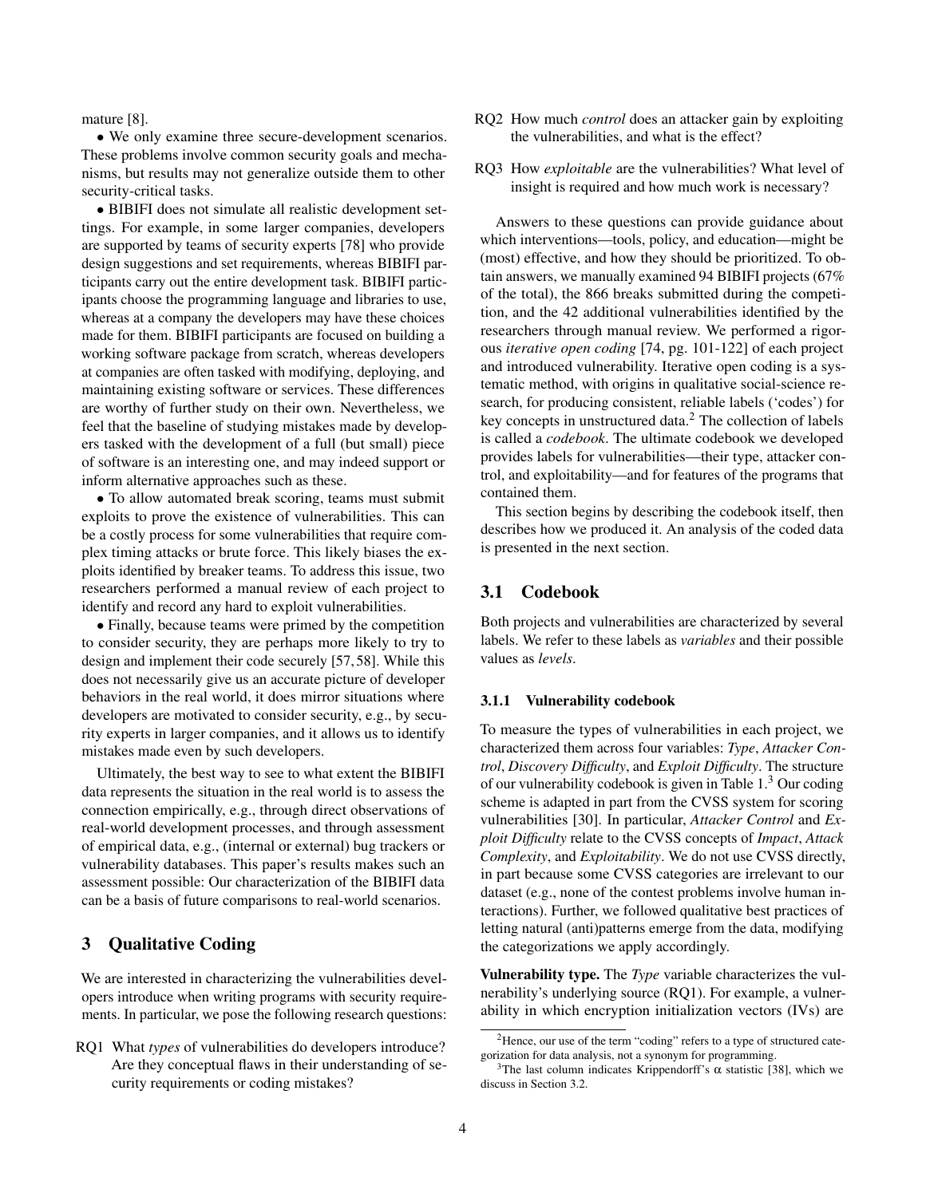mature [8].

• We only examine three secure-development scenarios. These problems involve common security goals and mechanisms, but results may not generalize outside them to other security-critical tasks.

• BIBIFI does not simulate all realistic development settings. For example, in some larger companies, developers are supported by teams of security experts [78] who provide design suggestions and set requirements, whereas BIBIFI participants carry out the entire development task. BIBIFI participants choose the programming language and libraries to use, whereas at a company the developers may have these choices made for them. BIBIFI participants are focused on building a working software package from scratch, whereas developers at companies are often tasked with modifying, deploying, and maintaining existing software or services. These differences are worthy of further study on their own. Nevertheless, we feel that the baseline of studying mistakes made by developers tasked with the development of a full (but small) piece of software is an interesting one, and may indeed support or inform alternative approaches such as these.

• To allow automated break scoring, teams must submit exploits to prove the existence of vulnerabilities. This can be a costly process for some vulnerabilities that require complex timing attacks or brute force. This likely biases the exploits identified by breaker teams. To address this issue, two researchers performed a manual review of each project to identify and record any hard to exploit vulnerabilities.

• Finally, because teams were primed by the competition to consider security, they are perhaps more likely to try to design and implement their code securely [57, 58]. While this does not necessarily give us an accurate picture of developer behaviors in the real world, it does mirror situations where developers are motivated to consider security, e.g., by security experts in larger companies, and it allows us to identify mistakes made even by such developers.

Ultimately, the best way to see to what extent the BIBIFI data represents the situation in the real world is to assess the connection empirically, e.g., through direct observations of real-world development processes, and through assessment of empirical data, e.g., (internal or external) bug trackers or vulnerability databases. This paper's results makes such an assessment possible: Our characterization of the BIBIFI data can be a basis of future comparisons to real-world scenarios.

## 3 Qualitative Coding

We are interested in characterizing the vulnerabilities developers introduce when writing programs with security requirements. In particular, we pose the following research questions:

RQ1 What *types* of vulnerabilities do developers introduce? Are they conceptual flaws in their understanding of security requirements or coding mistakes?

RQ2 How much *control* does an attacker gain by exploiting the vulnerabilities, and what is the effect?

RQ3 How *exploitable* are the vulnerabilities? What level of insight is required and how much work is necessary?

Answers to these questions can provide guidance about which interventions—tools, policy, and education—might be (most) effective, and how they should be prioritized. To obtain answers, we manually examined 94 BIBIFI projects (67% of the total), the 866 breaks submitted during the competition, and the 42 additional vulnerabilities identified by the researchers through manual review. We performed a rigorous *iterative open coding* [74, pg. 101-122] of each project and introduced vulnerability. Iterative open coding is a systematic method, with origins in qualitative social-science research, for producing consistent, reliable labels ('codes') for key concepts in unstructured data.[2] The collection of labels is called a *codebook*. The ultimate codebook we developed provides labels for vulnerabilities—their type, attacker control, and exploitability—and for features of the programs that contained them.

This section begins by describing the codebook itself, then describes how we produced it. An analysis of the coded data is presented in the next section.

### 3.1 Codebook

Both projects and vulnerabilities are characterized by several labels. We refer to these labels as *variables* and their possible values as *levels*.

#### 3.1.1 Vulnerability codebook

To measure the types of vulnerabilities in each project, we characterized them across four variables: *Type*, *Attacker Control*, *Discovery Difficulty*, and *Exploit Difficulty*. The structure of our vulnerability codebook is given in Table 1.[3] Our coding scheme is adapted in part from the CVSS system for scoring vulnerabilities [30]. In particular, *Attacker Control* and *Exploit Difficulty* relate to the CVSS concepts of *Impact*, *Attack Complexity*, and *Exploitability*. We do not use CVSS directly, in part because some CVSS categories are irrelevant to our dataset (e.g., none of the contest problems involve human interactions). Further, we followed qualitative best practices of letting natural (anti)patterns emerge from the data, modifying the categorizations we apply accordingly.

**Vulnerability type.** The *Type* variable characterizes the vulnerability's underlying source (RQ1). For example, a vulnerability in which encryption initialization vectors (IVs) are

[2] Hence, our use of the term "coding" refers to a type of structured categorization for data analysis, not a synonym for programming.

[3] The last column indicates Krippendorff's $\alpha$ statistic [38], which we discuss in Section 3.2.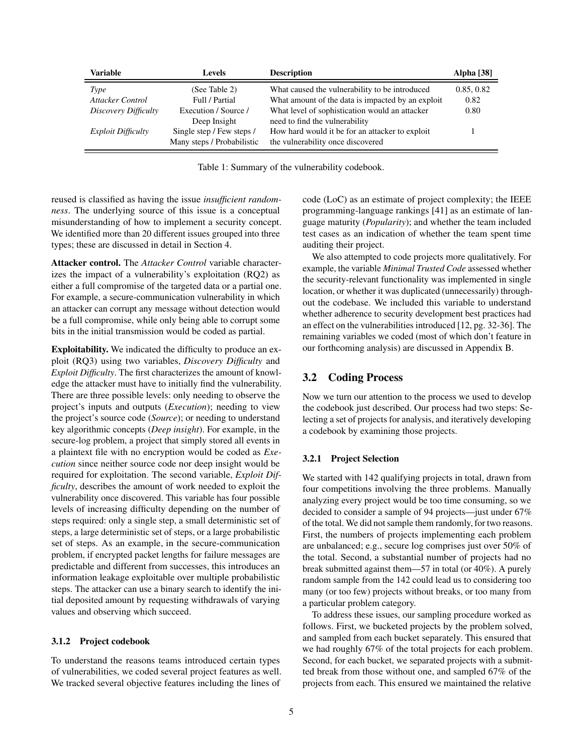| Variable | Levels | Description | Alpha [38] |
|---|---|---|---|
| *Type* | (See Table 2) | What caused the vulnerability to be introduced | 0.85, 0.82 |
| *Attacker Control* | Full / Partial | What amount of the data is impacted by an exploit | 0.82 |
| *Discovery Difficulty* | Execution / Source / Deep Insight | What level of sophistication would an attacker need to find the vulnerability | 0.80 |
| *Exploit Difficulty* | Single step / Few steps / Many steps / Probabilistic | How hard would it be for an attacker to exploit the vulnerability once discovered | 1 |

Table 1: Summary of the vulnerability codebook.

reused is classified as having the issue *insufficient randomness*. The underlying source of this issue is a conceptual misunderstanding of how to implement a security concept. We identified more than 20 different issues grouped into three types; these are discussed in detail in Section 4.

**Attacker control.** The *Attacker Control* variable characterizes the impact of a vulnerability's exploitation (RQ2) as either a full compromise of the targeted data or a partial one. For example, a secure-communication vulnerability in which an attacker can corrupt any message without detection would be a full compromise, while only being able to corrupt some bits in the initial transmission would be coded as partial.

**Exploitability.** We indicated the difficulty to produce an exploit (RQ3) using two variables, *Discovery Difficulty* and *Exploit Difficulty*. The first characterizes the amount of knowledge the attacker must have to initially find the vulnerability. There are three possible levels: only needing to observe the project's inputs and outputs (*Execution*); needing to view the project's source code (*Source*); or needing to understand key algorithmic concepts (*Deep insight*). For example, in the secure-log problem, a project that simply stored all events in a plaintext file with no encryption would be coded as *Execution* since neither source code nor deep insight would be required for exploitation. The second variable, *Exploit Difficulty*, describes the amount of work needed to exploit the vulnerability once discovered. This variable has four possible levels of increasing difficulty depending on the number of steps required: only a single step, a small deterministic set of steps, a large deterministic set of steps, or a large probabilistic set of steps. As an example, in the secure-communication problem, if encrypted packet lengths for failure messages are predictable and different from successes, this introduces an information leakage exploitable over multiple probabilistic steps. The attacker can use a binary search to identify the initial deposited amount by requesting withdrawals of varying values and observing which succeed.

#### 3.1.2 Project codebook

To understand the reasons teams introduced certain types of vulnerabilities, we coded several project features as well. We tracked several objective features including the lines of code (LoC) as an estimate of project complexity; the IEEE programming-language rankings [41] as an estimate of language maturity (*Popularity*); and whether the team included test cases as an indication of whether the team spent time auditing their project.

We also attempted to code projects more qualitatively. For example, the variable *Minimal Trusted Code* assessed whether the security-relevant functionality was implemented in single location, or whether it was duplicated (unnecessarily) throughout the codebase. We included this variable to understand whether adherence to security development best practices had an effect on the vulnerabilities introduced [12, pg. 32-36]. The remaining variables we coded (most of which don't feature in our forthcoming analysis) are discussed in Appendix B.

### 3.2 Coding Process

Now we turn our attention to the process we used to develop the codebook just described. Our process had two steps: Selecting a set of projects for analysis, and iteratively developing a codebook by examining those projects.

#### 3.2.1 Project Selection

We started with 142 qualifying projects in total, drawn from four competitions involving the three problems. Manually analyzing every project would be too time consuming, so we decided to consider a sample of 94 projects—just under 67% of the total. We did not sample them randomly, for two reasons. First, the numbers of projects implementing each problem are unbalanced; e.g., secure log comprises just over 50% of the total. Second, a substantial number of projects had no break submitted against them—57 in total (or 40%). A purely random sample from the 142 could lead us to considering too many (or too few) projects without breaks, or too many from a particular problem category.

To address these issues, our sampling procedure worked as follows. First, we bucketed projects by the problem solved, and sampled from each bucket separately. This ensured that we had roughly 67% of the total projects for each problem. Second, for each bucket, we separated projects with a submitted break from those without one, and sampled 67% of the projects from each. This ensured we maintained the relative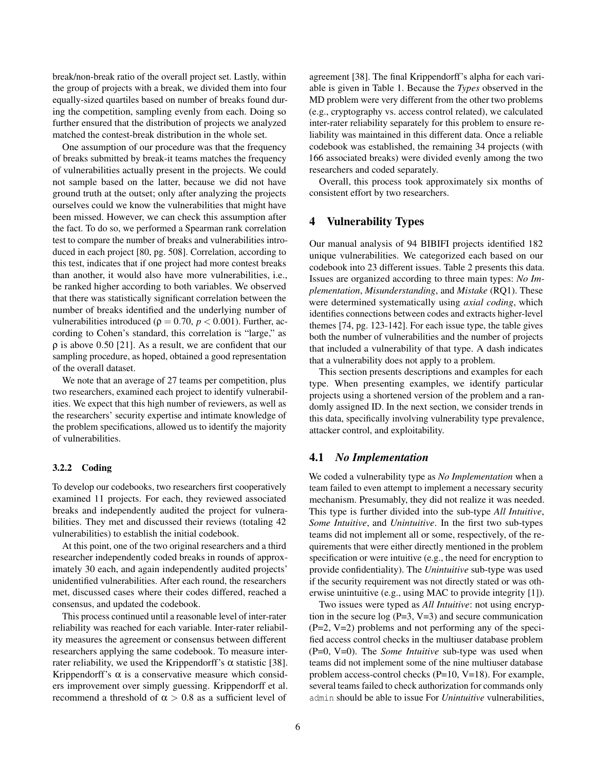break/non-break ratio of the overall project set. Lastly, within the group of projects with a break, we divided them into four equally-sized quartiles based on number of breaks found during the competition, sampling evenly from each. Doing so further ensured that the distribution of projects we analyzed matched the contest-break distribution in the whole set.

One assumption of our procedure was that the frequency of breaks submitted by break-it teams matches the frequency of vulnerabilities actually present in the projects. We could not sample based on the latter, because we did not have ground truth at the outset; only after analyzing the projects ourselves could we know the vulnerabilities that might have been missed. However, we can check this assumption after the fact. To do so, we performed a Spearman rank correlation test to compare the number of breaks and vulnerabilities introduced in each project [80, pg. 508]. Correlation, according to this test, indicates that if one project had more contest breaks than another, it would also have more vulnerabilities, i.e., be ranked higher according to both variables. We observed that there was statistically significant correlation between the number of breaks identified and the underlying number of vulnerabilities introduced ($\rho = 0.70$, $p < 0.001$). Further, according to Cohen's standard, this correlation is "large," as $\rho$ is above 0.50 [21]. As a result, we are confident that our sampling procedure, as hoped, obtained a good representation of the overall dataset.

We note that an average of 27 teams per competition, plus two researchers, examined each project to identify vulnerabilities. We expect that this high number of reviewers, as well as the researchers' security expertise and intimate knowledge of the problem specifications, allowed us to identify the majority of vulnerabilities.

#### 3.2.2 Coding

To develop our codebooks, two researchers first cooperatively examined 11 projects. For each, they reviewed associated breaks and independently audited the project for vulnerabilities. They met and discussed their reviews (totaling 42 vulnerabilities) to establish the initial codebook.

At this point, one of the two original researchers and a third researcher independently coded breaks in rounds of approximately 30 each, and again independently audited projects' unidentified vulnerabilities. After each round, the researchers met, discussed cases where their codes differed, reached a consensus, and updated the codebook.

This process continued until a reasonable level of inter-rater reliability was reached for each variable. Inter-rater reliability measures the agreement or consensus between different researchers applying the same codebook. To measure inter-rater reliability, we used the Krippendorff's $\alpha$ statistic [38]. Krippendorff's $\alpha$ is a conservative measure which considers improvement over simply guessing. Krippendorff et al. recommend a threshold of $\alpha > 0.8$ as a sufficient level of agreement [38]. The final Krippendorff's alpha for each variable is given in Table 1. Because the *Types* observed in the MD problem were very different from the other two problems (e.g., cryptography vs. access control related), we calculated inter-rater reliability separately for this problem to ensure reliability was maintained in this different data. Once a reliable codebook was established, the remaining 34 projects (with 166 associated breaks) were divided evenly among the two researchers and coded separately.

Overall, this process took approximately six months of consistent effort by two researchers.

## 4 Vulnerability Types

Our manual analysis of 94 BIBIFI projects identified 182 unique vulnerabilities. We categorized each based on our codebook into 23 different issues. Table 2 presents this data. Issues are organized according to three main types: *No Implementation*, *Misunderstanding*, and *Mistake* (RQ1). These were determined systematically using *axial coding*, which identifies connections between codes and extracts higher-level themes [74, pg. 123-142]. For each issue type, the table gives both the number of vulnerabilities and the number of projects that included a vulnerability of that type. A dash indicates that a vulnerability does not apply to a problem.

This section presents descriptions and examples for each type. When presenting examples, we identify particular projects using a shortened version of the problem and a randomly assigned ID. In the next section, we consider trends in this data, specifically involving vulnerability type prevalence, attacker control, and exploitability.

### 4.1 *No Implementation*

We coded a vulnerability type as *No Implementation* when a team failed to even attempt to implement a necessary security mechanism. Presumably, they did not realize it was needed. This type is further divided into the sub-type *All Intuitive*, *Some Intuitive*, and *Unintuitive*. In the first two sub-types teams did not implement all or some, respectively, of the requirements that were either directly mentioned in the problem specification or were intuitive (e.g., the need for encryption to provide confidentiality). The *Unintuitive* sub-type was used if the security requirement was not directly stated or was otherwise unintuitive (e.g., using MAC to provide integrity [1]).

Two issues were typed as *All Intuitive*: not using encryption in the secure log (P=3, V=3) and secure communication (P=2, V=2) problems and not performing any of the specified access control checks in the multiuser database problem (P=0, V=0). The *Some Intuitive* sub-type was used when teams did not implement some of the nine multiuser database problem access-control checks (P=10, V=18). For example, several teams failed to check authorization for commands only `admin` should be able to issue For *Unintuitive* vulnerabilities,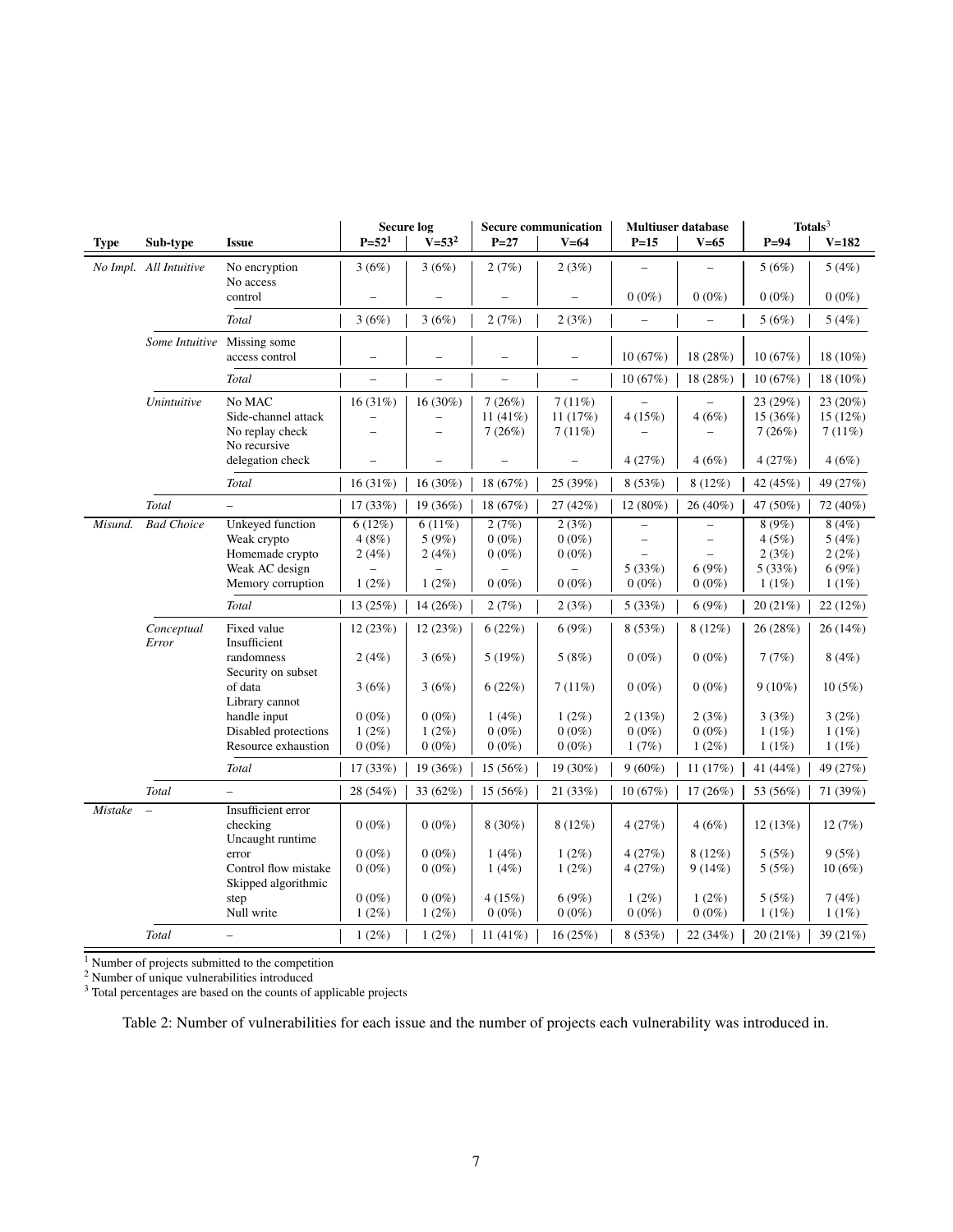| Type | Sub-type | Issue | Secure log | | Secure communication | | Multiuser database | | Totals[3] | |
|---|---|---|---|---|---|---|---|---|---|---|
| | | | P=52[1] | V=53[2] | P=27 | V=64 | P=15 | V=65 | P=94 | V=182 |
| *No Impl.* | *All Intuitive* | No encryption | 3 (6%) | 3 (6%) | 2 (7%) | 2 (3%) | – | – | 5 (6%) | 5 (4%) |
| | | No access control | – | – | – | – | 0 (0%) | 0 (0%) | 0 (0%) | 0 (0%) |
| | | *Total* | 3 (6%) | 3 (6%) | 2 (7%) | 2 (3%) | – | – | 5 (6%) | 5 (4%) |
| | *Some Intuitive* | Missing some access control | – | – | – | – | 10 (67%) | 18 (28%) | 10 (67%) | 18 (10%) |
| | | *Total* | – | – | – | – | 10 (67%) | 18 (28%) | 10 (67%) | 18 (10%) |
| | *Unintuitive* | No MAC | 16 (31%) | 16 (30%) | 7 (26%) | 7 (11%) | – | – | 23 (29%) | 23 (20%) |
| | | Side-channel attack | – | – | 11 (41%) | 11 (17%) | 4 (15%) | 4 (6%) | 15 (36%) | 15 (12%) |
| | | No replay check | – | – | 7 (26%) | 7 (11%) | – | – | 7 (26%) | 7 (11%) |
| | | No recursive delegation check | – | – | – | – | 4 (27%) | 4 (6%) | 4 (27%) | 4 (6%) |
| | | *Total* | 16 (31%) | 16 (30%) | 18 (67%) | 25 (39%) | 8 (53%) | 8 (12%) | 42 (45%) | 49 (27%) |
| | *Total* | – | 17 (33%) | 19 (36%) | 18 (67%) | 27 (42%) | 12 (80%) | 26 (40%) | 47 (50%) | 72 (40%) |
| *Misund.* | *Bad Choice* | Unkeyed function | 6 (12%) | 6 (11%) | 2 (7%) | 2 (3%) | – | – | 8 (9%) | 8 (4%) |
| | | Weak crypto | 4 (8%) | 5 (9%) | 0 (0%) | 0 (0%) | – | – | 4 (5%) | 5 (4%) |
| | | Homemade crypto | 2 (4%) | 2 (4%) | 0 (0%) | 0 (0%) | – | – | 2 (3%) | 2 (2%) |
| | | Weak AC design | – | – | – | – | 5 (33%) | 6 (9%) | 5 (33%) | 6 (9%) |
| | | Memory corruption | 1 (2%) | 1 (2%) | 0 (0%) | 0 (0%) | 0 (0%) | 0 (0%) | 1 (1%) | 1 (1%) |
| | | *Total* | 13 (25%) | 14 (26%) | 2 (7%) | 2 (3%) | 5 (33%) | 6 (9%) | 20 (21%) | 22 (12%) |
| | *Conceptual Error* | Fixed value | 12 (23%) | 12 (23%) | 6 (22%) | 6 (9%) | 8 (53%) | 8 (12%) | 26 (28%) | 26 (14%) |
| | | Insufficient randomness | 2 (4%) | 3 (6%) | 5 (19%) | 5 (8%) | 0 (0%) | 0 (0%) | 7 (7%) | 8 (4%) |
| | | Security on subset of data | 3 (6%) | 3 (6%) | 6 (22%) | 7 (11%) | 0 (0%) | 0 (0%) | 9 (10%) | 10 (5%) |
| | | Library cannot handle input | 0 (0%) | 0 (0%) | 1 (4%) | 1 (2%) | 2 (13%) | 2 (3%) | 3 (3%) | 3 (2%) |
| | | Disabled protections | 1 (2%) | 1 (2%) | 0 (0%) | 0 (0%) | 0 (0%) | 0 (0%) | 1 (1%) | 1 (1%) |
| | | Resource exhaustion | 0 (0%) | 0 (0%) | 0 (0%) | 0 (0%) | 1 (7%) | 1 (2%) | 1 (1%) | 1 (1%) |
| | | *Total* | 17 (33%) | 19 (36%) | 15 (56%) | 19 (30%) | 9 (60%) | 11 (17%) | 41 (44%) | 49 (27%) |
| | *Total* | – | 28 (54%) | 33 (62%) | 15 (56%) | 21 (33%) | 10 (67%) | 17 (26%) | 53 (56%) | 71 (39%) |
| *Mistake* | – | Insufficient error checking | 0 (0%) | 0 (0%) | 8 (30%) | 8 (12%) | 4 (27%) | 4 (6%) | 12 (13%) | 12 (7%) |
| | | Uncaught runtime error | 0 (0%) | 0 (0%) | 1 (4%) | 1 (2%) | 4 (27%) | 8 (12%) | 5 (5%) | 9 (5%) |
| | | Control flow mistake | 0 (0%) | 0 (0%) | 1 (4%) | 1 (2%) | 4 (27%) | 9 (14%) | 5 (5%) | 10 (6%) |
| | | Skipped algorithmic step | 0 (0%) | 0 (0%) | 4 (15%) | 6 (9%) | 1 (2%) | 1 (2%) | 5 (5%) | 7 (4%) |
| | | Null write | 1 (2%) | 1 (2%) | 0 (0%) | 0 (0%) | 0 (0%) | 0 (0%) | 1 (1%) | 1 (1%) |
| | *Total* | – | 1 (2%) | 1 (2%) | 11 (41%) | 16 (25%) | 8 (53%) | 22 (34%) | 20 (21%) | 39 (21%) |

[1] Number of projects submitted to the competition
[2] Number of unique vulnerabilities introduced
[3] Total percentages are based on the counts of applicable projects

Table 2: Number of vulnerabilities for each issue and the number of projects each vulnerability was introduced in.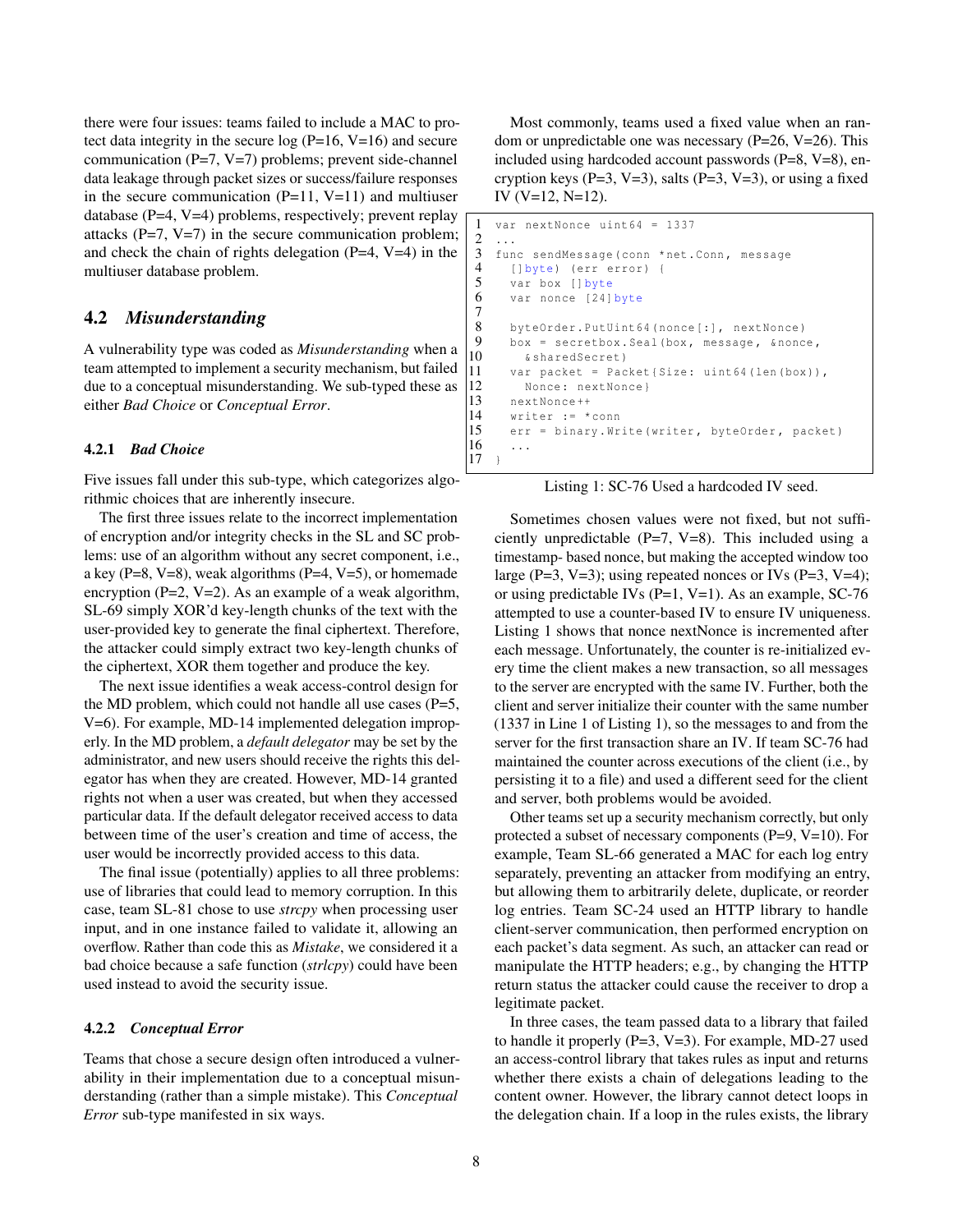there were four issues: teams failed to include a MAC to protect data integrity in the secure log (P=16, V=16) and secure communication (P=7, V=7) problems; prevent side-channel data leakage through packet sizes or success/failure responses in the secure communication (P=11, V=11) and multiuser database (P=4, V=4) problems, respectively; prevent replay attacks (P=7, V=7) in the secure communication problem; and check the chain of rights delegation (P=4, V=4) in the multiuser database problem.

## 4.2 *Misunderstanding*

A vulnerability type was coded as *Misunderstanding* when a team attempted to implement a security mechanism, but failed due to a conceptual misunderstanding. We sub-typed these as either *Bad Choice* or *Conceptual Error*.

### 4.2.1 *Bad Choice*

Five issues fall under this sub-type, which categorizes algorithmic choices that are inherently insecure.

The first three issues relate to the incorrect implementation of encryption and/or integrity checks in the SL and SC problems: use of an algorithm without any secret component, i.e., a key (P=8, V=8), weak algorithms (P=4, V=5), or homemade encryption (P=2, V=2). As an example of a weak algorithm, SL-69 simply XOR'd key-length chunks of the text with the user-provided key to generate the final ciphertext. Therefore, the attacker could simply extract two key-length chunks of the ciphertext, XOR them together and produce the key.

The next issue identifies a weak access-control design for the MD problem, which could not handle all use cases (P=5, V=6). For example, MD-14 implemented delegation improperly. In the MD problem, a *default delegator* may be set by the administrator, and new users should receive the rights this delegator has when they are created. However, MD-14 granted rights not when a user was created, but when they accessed particular data. If the default delegator received access to data between time of the user's creation and time of access, the user would be incorrectly provided access to this data.

The final issue (potentially) applies to all three problems: use of libraries that could lead to memory corruption. In this case, team SL-81 chose to use *strcpy* when processing user input, and in one instance failed to validate it, allowing an overflow. Rather than code this as *Mistake*, we considered it a bad choice because a safe function (*strlcpy*) could have been used instead to avoid the security issue.

### 4.2.2 *Conceptual Error*

Teams that chose a secure design often introduced a vulnerability in their implementation due to a conceptual misunderstanding (rather than a simple mistake). This *Conceptual Error* sub-type manifested in six ways.

Most commonly, teams used a fixed value when an random or unpredictable one was necessary (P=26, V=26). This included using hardcoded account passwords (P=8, V=8), encryption keys (P=3, V=3), salts (P=3, V=3), or using a fixed IV (V=12, N=12).

```
1  var nextNonce uint64 = 1337
2  ...
3  func sendMessage(conn *net.Conn, message
4    []byte) (err error) {
5    var box []byte
6    var nonce [24]byte
7
8    byteOrder.PutUint64(nonce[:], nextNonce)
9    box = secretbox.Seal(box, message, &nonce,
10     &sharedSecret)
11   var packet = Packet{Size: uint64(len(box)),
12     Nonce: nextNonce}
13   nextNonce++
14   writer := *conn
15   err = binary.Write(writer, byteOrder, packet)
16   ...
17 }
```

Listing 1: SC-76 Used a hardcoded IV seed.

Sometimes chosen values were not fixed, but not sufficiently unpredictable (P=7, V=8). This included using a timestamp- based nonce, but making the accepted window too large (P=3, V=3); using repeated nonces or IVs (P=3, V=4); or using predictable IVs (P=1, V=1). As an example, SC-76 attempted to use a counter-based IV to ensure IV uniqueness. Listing 1 shows that nonce nextNonce is incremented after each message. Unfortunately, the counter is re-initialized every time the client makes a new transaction, so all messages to the server are encrypted with the same IV. Further, both the client and server initialize their counter with the same number (1337 in Line 1 of Listing 1), so the messages to and from the server for the first transaction share an IV. If team SC-76 had maintained the counter across executions of the client (i.e., by persisting it to a file) and used a different seed for the client and server, both problems would be avoided.

Other teams set up a security mechanism correctly, but only protected a subset of necessary components (P=9, V=10). For example, Team SL-66 generated a MAC for each log entry separately, preventing an attacker from modifying an entry, but allowing them to arbitrarily delete, duplicate, or reorder log entries. Team SC-24 used an HTTP library to handle client-server communication, then performed encryption on each packet's data segment. As such, an attacker can read or manipulate the HTTP headers; e.g., by changing the HTTP return status the attacker could cause the receiver to drop a legitimate packet.

In three cases, the team passed data to a library that failed to handle it properly (P=3, V=3). For example, MD-27 used an access-control library that takes rules as input and returns whether there exists a chain of delegations leading to the content owner. However, the library cannot detect loops in the delegation chain. If a loop in the rules exists, the library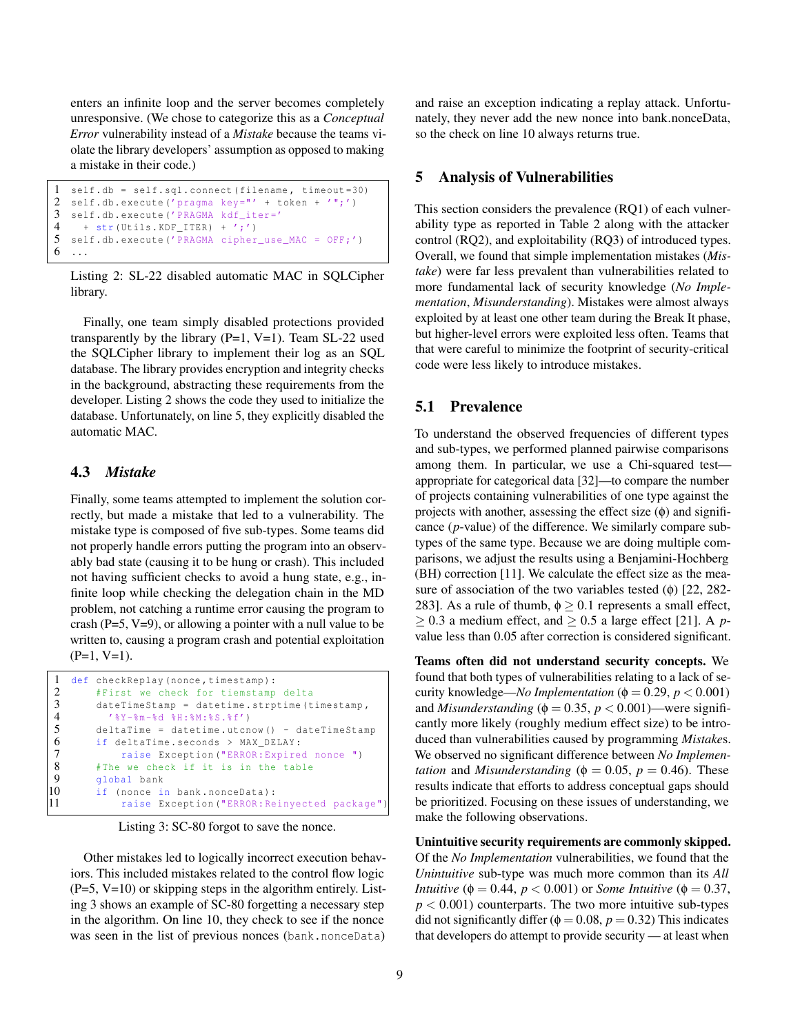enters an infinite loop and the server becomes completely unresponsive. (We chose to categorize this as a *Conceptual Error* vulnerability instead of a *Mistake* because the teams violate the library developers' assumption as opposed to making a mistake in their code.)

```
1  self.db = self.sql.connect(filename, timeout=30)
2  self.db.execute('pragma key="' + token + '";')
3  self.db.execute('PRAGMA kdf_iter='
4    + str(Utils.KDF_ITER) + ';')
5  self.db.execute('PRAGMA cipher_use_MAC = OFF;')
6  ...
```

Listing 2: SL-22 disabled automatic MAC in SQLCipher library.

Finally, one team simply disabled protections provided transparently by the library (P=1, V=1). Team SL-22 used the SQLCipher library to implement their log as an SQL database. The library provides encryption and integrity checks in the background, abstracting these requirements from the developer. Listing 2 shows the code they used to initialize the database. Unfortunately, on line 5, they explicitly disabled the automatic MAC.

### 4.3 *Mistake*

Finally, some teams attempted to implement the solution correctly, but made a mistake that led to a vulnerability. The mistake type is composed of five sub-types. Some teams did not properly handle errors putting the program into an observably bad state (causing it to be hung or crash). This included not having sufficient checks to avoid a hung state, e.g., infinite loop while checking the delegation chain in the MD problem, not catching a runtime error causing the program to crash (P=5, V=9), or allowing a pointer with a null value to be written to, causing a program crash and potential exploitation (P=1, V=1).

```
1  def checkReplay(nonce,timestamp):
2      #First we check for tiemstamp delta
3      dateTimeStamp = datetime.strptime(timestamp,
4        '%Y-%m-%d %H:%M:%S.%f')
5      deltaTime = datetime.utcnow() - dateTimeStamp
6      if deltaTime.seconds > MAX_DELAY:
7          raise Exception("ERROR:Expired nonce ")
8      #The we check if it is in the table
9      global bank
10     if (nonce in bank.nonceData):
11         raise Exception("ERROR:Reinyected package")
```

Listing 3: SC-80 forgot to save the nonce.

Other mistakes led to logically incorrect execution behaviors. This included mistakes related to the control flow logic (P=5, V=10) or skipping steps in the algorithm entirely. Listing 3 shows an example of SC-80 forgetting a necessary step in the algorithm. On line 10, they check to see if the nonce was seen in the list of previous nonces (`bank.nonceData`) and raise an exception indicating a replay attack. Unfortunately, they never add the new nonce into bank.nonceData, so the check on line 10 always returns true.

## 5 Analysis of Vulnerabilities

This section considers the prevalence (RQ1) of each vulnerability type as reported in Table 2 along with the attacker control (RQ2), and exploitability (RQ3) of introduced types. Overall, we found that simple implementation mistakes (*Mistake*) were far less prevalent than vulnerabilities related to more fundamental lack of security knowledge (*No Implementation*, *Misunderstanding*). Mistakes were almost always exploited by at least one other team during the Break It phase, but higher-level errors were exploited less often. Teams that that were careful to minimize the footprint of security-critical code were less likely to introduce mistakes.

### 5.1 Prevalence

To understand the observed frequencies of different types and sub-types, we performed planned pairwise comparisons among them. In particular, we use a Chi-squared test—appropriate for categorical data [32]—to compare the number of projects containing vulnerabilities of one type against the projects with another, assessing the effect size ($\phi$) and significance ($p$-value) of the difference. We similarly compare sub-types of the same type. Because we are doing multiple comparisons, we adjust the results using a Benjamini-Hochberg (BH) correction [11]. We calculate the effect size as the measure of association of the two variables tested ($\phi$) [22, 282-283]. As a rule of thumb, $\phi \geq 0.1$ represents a small effect, $\geq 0.3$ a medium effect, and $\geq 0.5$ a large effect [21]. A $p$-value less than 0.05 after correction is considered significant.

**Teams often did not understand security concepts.** We found that both types of vulnerabilities relating to a lack of security knowledge—*No Implementation* ($\phi = 0.29$, $p < 0.001$) and *Misunderstanding* ($\phi = 0.35$, $p < 0.001$)—were significantly more likely (roughly medium effect size) to be introduced than vulnerabilities caused by programming *Mistake*s. We observed no significant difference between *No Implementation* and *Misunderstanding* ($\phi = 0.05$, $p = 0.46$). These results indicate that efforts to address conceptual gaps should be prioritized. Focusing on these issues of understanding, we make the following observations.

**Unintuitive security requirements are commonly skipped.** Of the *No Implementation* vulnerabilities, we found that the *Unintuitive* sub-type was much more common than its *All Intuitive* ($\phi = 0.44$, $p < 0.001$) or *Some Intuitive* ($\phi = 0.37$, $p < 0.001$) counterparts. The two more intuitive sub-types did not significantly differ ($\phi = 0.08$, $p = 0.32$) This indicates that developers do attempt to provide security — at least when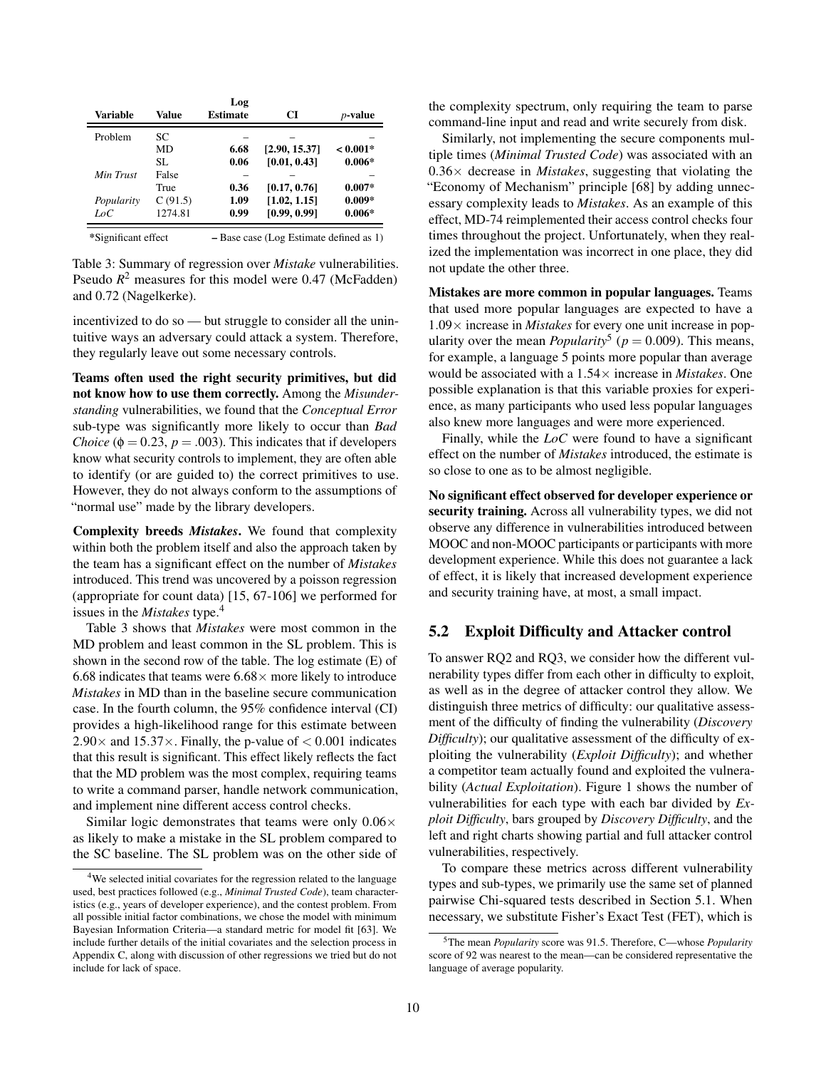| Variable | Value | Log Estimate | CI | $p$-value |
|---|---|---|---|---|
| Problem | SC | – | – | – |
| | MD | **6.68** | **[2.90, 15.37]** | **< 0.001*** |
| | SL | **0.06** | **[0.01, 0.43]** | **0.006*** |
| *Min Trust* | False | – | – | – |
| | True | **0.36** | **[0.17, 0.76]** | **0.007*** |
| *Popularity* | C (91.5) | **1.09** | **[1.02, 1.15]** | **0.009*** |
| *LoC* | 1274.81 | **0.99** | **[0.99, 0.99]** | **0.006*** |

*Significant effect  – Base case (Log Estimate defined as 1)

Table 3: Summary of regression over *Mistake* vulnerabilities. Pseudo $R^2$ measures for this model were 0.47 (McFadden) and 0.72 (Nagelkerke).

incentivized to do so — but struggle to consider all the unintuitive ways an adversary could attack a system. Therefore, they regularly leave out some necessary controls.

**Teams often used the right security primitives, but did not know how to use them correctly.** Among the *Misunderstanding* vulnerabilities, we found that the *Conceptual Error* sub-type was significantly more likely to occur than *Bad Choice* ($\phi = 0.23$, $p = .003$). This indicates that if developers know what security controls to implement, they are often able to identify (or are guided to) the correct primitives to use. However, they do not always conform to the assumptions of "normal use" made by the library developers.

**Complexity breeds *Mistakes*.** We found that complexity within both the problem itself and also the approach taken by the team has a significant effect on the number of *Mistakes* introduced. This trend was uncovered by a poisson regression (appropriate for count data) [15, 67-106] we performed for issues in the *Mistakes* type.[4]

Table 3 shows that *Mistakes* were most common in the MD problem and least common in the SL problem. This is shown in the second row of the table. The log estimate (E) of 6.68 indicates that teams were 6.68× more likely to introduce *Mistakes* in MD than in the baseline secure communication case. In the fourth column, the 95% confidence interval (CI) provides a high-likelihood range for this estimate between 2.90× and 15.37×. Finally, the p-value of $< 0.001$ indicates that this result is significant. This effect likely reflects the fact that the MD problem was the most complex, requiring teams to write a command parser, handle network communication, and implement nine different access control checks.

Similar logic demonstrates that teams were only 0.06× as likely to make a mistake in the SL problem compared to the SC baseline. The SL problem was on the other side of the complexity spectrum, only requiring the team to parse command-line input and read and write securely from disk.

Similarly, not implementing the secure components multiple times (*Minimal Trusted Code*) was associated with an 0.36× decrease in *Mistakes*, suggesting that violating the "Economy of Mechanism" principle [68] by adding unnecessary complexity leads to *Mistakes*. As an example of this effect, MD-74 reimplemented their access control checks four times throughout the project. Unfortunately, when they realized the implementation was incorrect in one place, they did not update the other three.

**Mistakes are more common in popular languages.** Teams that used more popular languages are expected to have a 1.09× increase in *Mistakes* for every one unit increase in popularity over the mean *Popularity*[5] ($p = 0.009$). This means, for example, a language 5 points more popular than average would be associated with a 1.54× increase in *Mistakes*. One possible explanation is that this variable proxies for experience, as many participants who used less popular languages also knew more languages and were more experienced.

Finally, while the *LoC* were found to have a significant effect on the number of *Mistakes* introduced, the estimate is so close to one as to be almost negligible.

**No significant effect observed for developer experience or security training.** Across all vulnerability types, we did not observe any difference in vulnerabilities introduced between MOOC and non-MOOC participants or participants with more development experience. While this does not guarantee a lack of effect, it is likely that increased development experience and security training have, at most, a small impact.

## 5.2 Exploit Difficulty and Attacker control

To answer RQ2 and RQ3, we consider how the different vulnerability types differ from each other in difficulty to exploit, as well as in the degree of attacker control they allow. We distinguish three metrics of difficulty: our qualitative assessment of the difficulty of finding the vulnerability (*Discovery Difficulty*); our qualitative assessment of the difficulty of exploiting the vulnerability (*Exploit Difficulty*); and whether a competitor team actually found and exploited the vulnerability (*Actual Exploitation*). Figure 1 shows the number of vulnerabilities for each type with each bar divided by *Exploit Difficulty*, bars grouped by *Discovery Difficulty*, and the left and right charts showing partial and full attacker control vulnerabilities, respectively.

To compare these metrics across different vulnerability types and sub-types, we primarily use the same set of planned pairwise Chi-squared tests described in Section 5.1. When necessary, we substitute Fisher's Exact Test (FET), which is

[4] We selected initial covariates for the regression related to the language used, best practices followed (e.g., *Minimal Trusted Code*), team characteristics (e.g., years of developer experience), and the contest problem. From all possible initial factor combinations, we chose the model with minimum Bayesian Information Criteria—a standard metric for model fit [63]. We include further details of the initial covariates and the selection process in Appendix C, along with discussion of other regressions we tried but do not include for lack of space.

[5] The mean *Popularity* score was 91.5. Therefore, C—whose *Popularity* score of 92 was nearest to the mean—can be considered representative the language of average popularity.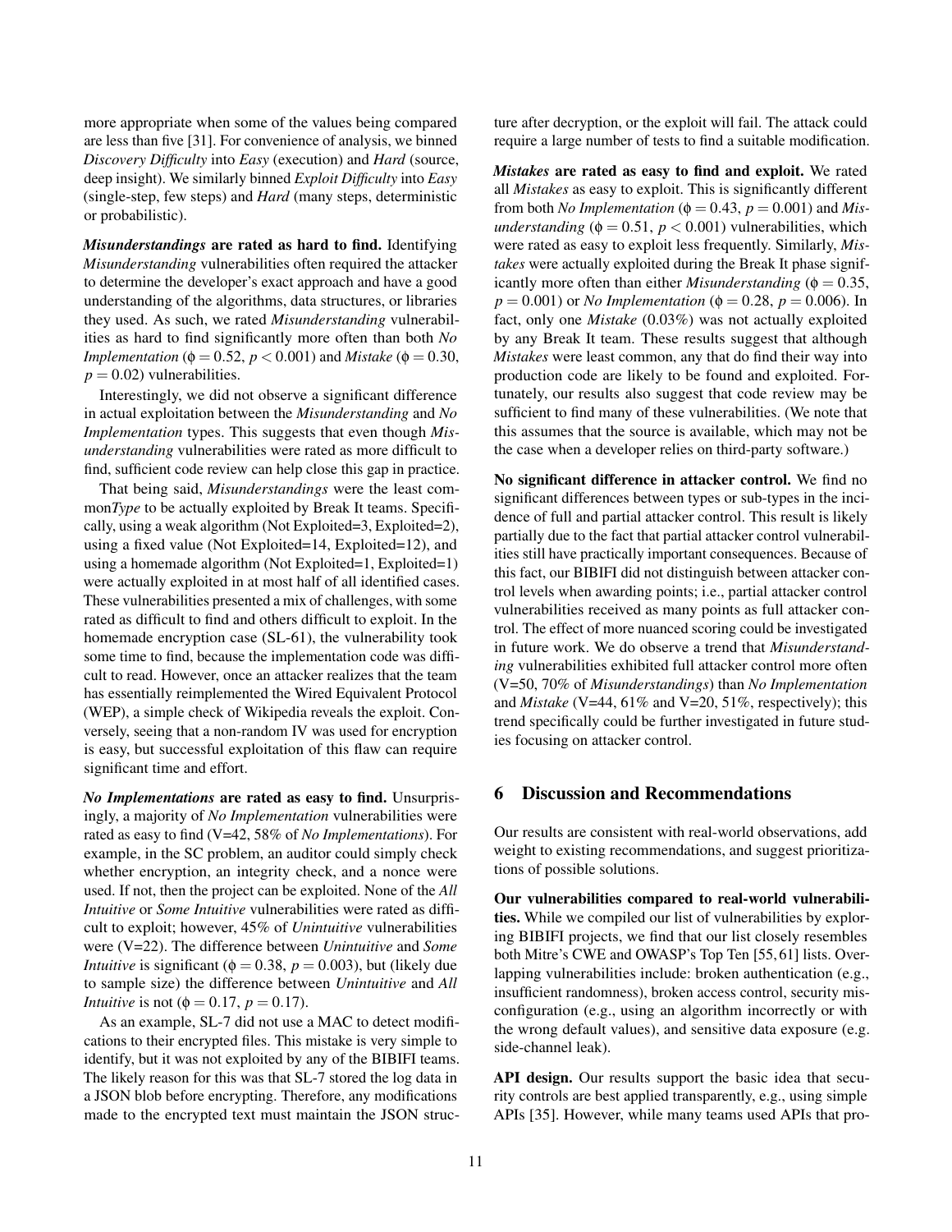more appropriate when some of the values being compared are less than five [31]. For convenience of analysis, we binned *Discovery Difficulty* into *Easy* (execution) and *Hard* (source, deep insight). We similarly binned *Exploit Difficulty* into *Easy* (single-step, few steps) and *Hard* (many steps, deterministic or probabilistic).

***Misunderstandings* are rated as hard to find.** Identifying *Misunderstanding* vulnerabilities often required the attacker to determine the developer's exact approach and have a good understanding of the algorithms, data structures, or libraries they used. As such, we rated *Misunderstanding* vulnerabilities as hard to find significantly more often than both *No Implementation* ($\phi = 0.52$, $p < 0.001$) and *Mistake* ($\phi = 0.30$, $p = 0.02$) vulnerabilities.

Interestingly, we did not observe a significant difference in actual exploitation between the *Misunderstanding* and *No Implementation* types. This suggests that even though *Misunderstanding* vulnerabilities were rated as more difficult to find, sufficient code review can help close this gap in practice.

That being said, *Misunderstandings* were the least common*Type* to be actually exploited by Break It teams. Specifically, using a weak algorithm (Not Exploited=3, Exploited=2), using a fixed value (Not Exploited=14, Exploited=12), and using a homemade algorithm (Not Exploited=1, Exploited=1) were actually exploited in at most half of all identified cases. These vulnerabilities presented a mix of challenges, with some rated as difficult to find and others difficult to exploit. In the homemade encryption case (SL-61), the vulnerability took some time to find, because the implementation code was difficult to read. However, once an attacker realizes that the team has essentially reimplemented the Wired Equivalent Protocol (WEP), a simple check of Wikipedia reveals the exploit. Conversely, seeing that a non-random IV was used for encryption is easy, but successful exploitation of this flaw can require significant time and effort.

***No Implementations* are rated as easy to find.** Unsurprisingly, a majority of *No Implementation* vulnerabilities were rated as easy to find (V=42, 58% of *No Implementations*). For example, in the SC problem, an auditor could simply check whether encryption, an integrity check, and a nonce were used. If not, then the project can be exploited. None of the *All Intuitive* or *Some Intuitive* vulnerabilities were rated as difficult to exploit; however, 45% of *Unintuitive* vulnerabilities were (V=22). The difference between *Unintuitive* and *Some Intuitive* is significant ($\phi = 0.38$, $p = 0.003$), but (likely due to sample size) the difference between *Unintuitive* and *All Intuitive* is not ($\phi = 0.17$, $p = 0.17$).

As an example, SL-7 did not use a MAC to detect modifications to their encrypted files. This mistake is very simple to identify, but it was not exploited by any of the BIBIFI teams. The likely reason for this was that SL-7 stored the log data in a JSON blob before encrypting. Therefore, any modifications made to the encrypted text must maintain the JSON structure after decryption, or the exploit will fail. The attack could require a large number of tests to find a suitable modification.

***Mistakes* are rated as easy to find and exploit.** We rated all *Mistakes* as easy to exploit. This is significantly different from both *No Implementation* ($\phi = 0.43$, $p = 0.001$) and *Misunderstanding* ($\phi = 0.51$, $p < 0.001$) vulnerabilities, which were rated as easy to exploit less frequently. Similarly, *Mistakes* were actually exploited during the Break It phase significantly more often than either *Misunderstanding* ($\phi = 0.35$, $p = 0.001$) or *No Implementation* ($\phi = 0.28$, $p = 0.006$). In fact, only one *Mistake* (0.03%) was not actually exploited by any Break It team. These results suggest that although *Mistakes* were least common, any that do find their way into production code are likely to be found and exploited. Fortunately, our results also suggest that code review may be sufficient to find many of these vulnerabilities. (We note that this assumes that the source is available, which may not be the case when a developer relies on third-party software.)

**No significant difference in attacker control.** We find no significant differences between types or sub-types in the incidence of full and partial attacker control. This result is likely partially due to the fact that partial attacker control vulnerabilities still have practically important consequences. Because of this fact, our BIBIFI did not distinguish between attacker control levels when awarding points; i.e., partial attacker control vulnerabilities received as many points as full attacker control. The effect of more nuanced scoring could be investigated in future work. We do observe a trend that *Misunderstanding* vulnerabilities exhibited full attacker control more often (V=50, 70% of *Misunderstandings*) than *No Implementation* and *Mistake* (V=44, 61% and V=20, 51%, respectively); this trend specifically could be further investigated in future studies focusing on attacker control.

## 6 Discussion and Recommendations

Our results are consistent with real-world observations, add weight to existing recommendations, and suggest prioritizations of possible solutions.

**Our vulnerabilities compared to real-world vulnerabilities.** While we compiled our list of vulnerabilities by exploring BIBIFI projects, we find that our list closely resembles both Mitre's CWE and OWASP's Top Ten [55, 61] lists. Overlapping vulnerabilities include: broken authentication (e.g., insufficient randomness), broken access control, security misconfiguration (e.g., using an algorithm incorrectly or with the wrong default values), and sensitive data exposure (e.g. side-channel leak).

**API design.** Our results support the basic idea that security controls are best applied transparently, e.g., using simple APIs [35]. However, while many teams used APIs that pro-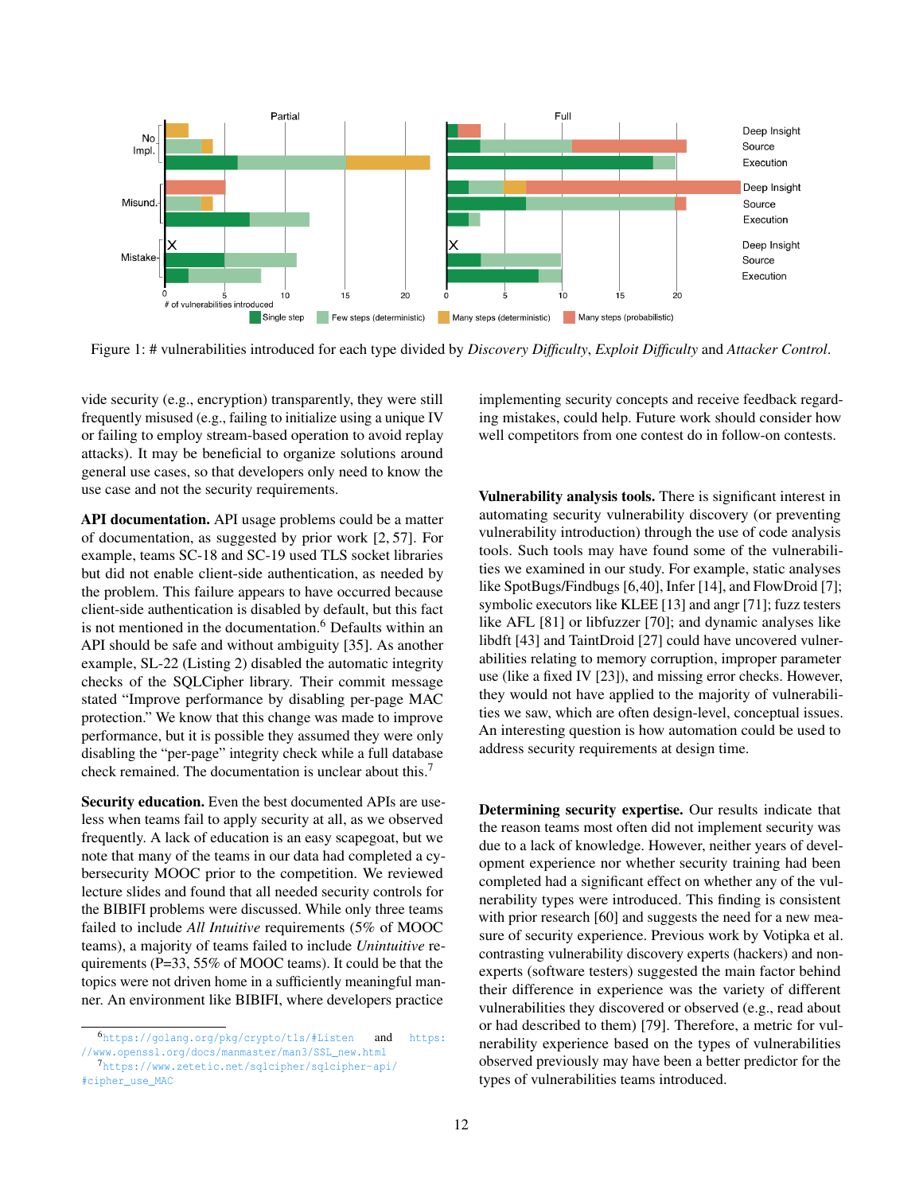Figure 1: # vulnerabilities introduced for each type divided by *Discovery Difficulty*, *Exploit Difficulty* and *Attacker Control*.

vide security (e.g., encryption) transparently, they were still frequently misused (e.g., failing to initialize using a unique IV or failing to employ stream-based operation to avoid replay attacks). It may be beneficial to organize solutions around general use cases, so that developers only need to know the use case and not the security requirements.

**API documentation.** API usage problems could be a matter of documentation, as suggested by prior work [2, 57]. For example, teams SC-18 and SC-19 used TLS socket libraries but did not enable client-side authentication, as needed by the problem. This failure appears to have occurred because client-side authentication is disabled by default, but this fact is not mentioned in the documentation.[6] Defaults within an API should be safe and without ambiguity [35]. As another example, SL-22 (Listing 2) disabled the automatic integrity checks of the SQLCipher library. Their commit message stated "Improve performance by disabling per-page MAC protection." We know that this change was made to improve performance, but it is possible they assumed they were only disabling the "per-page" integrity check while a full database check remained. The documentation is unclear about this.[7]

**Security education.** Even the best documented APIs are useless when teams fail to apply security at all, as we observed frequently. A lack of education is an easy scapegoat, but we note that many of the teams in our data had completed a cybersecurity MOOC prior to the competition. We reviewed lecture slides and found that all needed security controls for the BIBIFI problems were discussed. While only three teams failed to include *All Intuitive* requirements (5% of MOOC teams), a majority of teams failed to include *Unintuitive* requirements (P=33, 55% of MOOC teams). It could be that the topics were not driven home in a sufficiently meaningful manner. An environment like BIBIFI, where developers practice implementing security concepts and receive feedback regarding mistakes, could help. Future work should consider how well competitors from one contest do in follow-on contests.

[6] https://golang.org/pkg/crypto/tls/#Listen and https://www.openssl.org/docs/manmaster/man3/SSL_new.html

[7] https://www.zetetic.net/sqlcipher/sqlcipher-api/#cipher_use_MAC

**Vulnerability analysis tools.** There is significant interest in automating security vulnerability discovery (or preventing vulnerability introduction) through the use of code analysis tools. Such tools may have found some of the vulnerabilities we examined in our study. For example, static analyses like SpotBugs/Findbugs [6,40], Infer [14], and FlowDroid [7]; symbolic executors like KLEE [13] and angr [71]; fuzz testers like AFL [81] or libfuzzer [70]; and dynamic analyses like libdft [43] and TaintDroid [27] could have uncovered vulnerabilities relating to memory corruption, improper parameter use (like a fixed IV [23]), and missing error checks. However, they would not have applied to the majority of vulnerabilities we saw, which are often design-level, conceptual issues. An interesting question is how automation could be used to address security requirements at design time.

**Determining security expertise.** Our results indicate that the reason teams most often did not implement security was due to a lack of knowledge. However, neither years of development experience nor whether security training had been completed had a significant effect on whether any of the vulnerability types were introduced. This finding is consistent with prior research [60] and suggests the need for a new measure of security experience. Previous work by Votipka et al. contrasting vulnerability discovery experts (hackers) and non-experts (software testers) suggested the main factor behind their difference in experience was the variety of different vulnerabilities they discovered or observed (e.g., read about or had described to them) [79]. Therefore, a metric for vulnerability experience based on the types of vulnerabilities observed previously may have been a better predictor for the types of vulnerabilities teams introduced.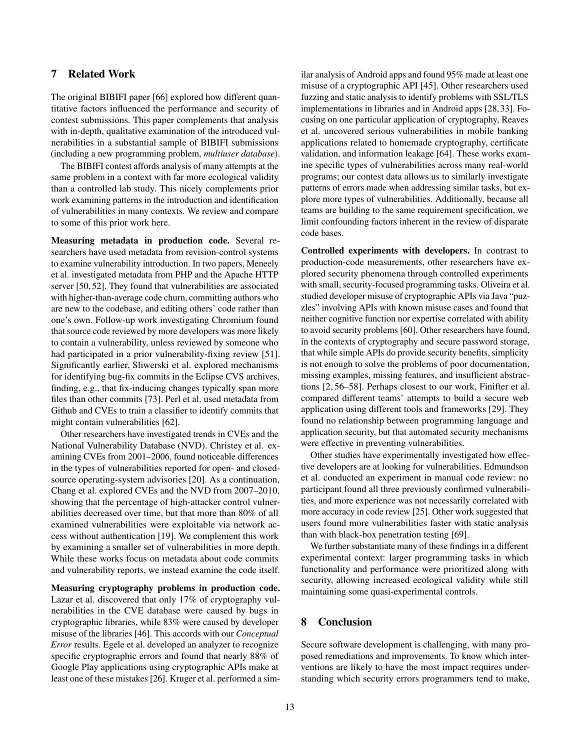## 7 Related Work

The original BIBIFI paper [66] explored how different quantitative factors influenced the performance and security of contest submissions. This paper complements that analysis with in-depth, qualitative examination of the introduced vulnerabilities in a substantial sample of BIBIFI submissions (including a new programming problem, *multiuser database*).

The BIBIFI contest affords analysis of many attempts at the same problem in a context with far more ecological validity than a controlled lab study. This nicely complements prior work examining patterns in the introduction and identification of vulnerabilities in many contexts. We review and compare to some of this prior work here.

**Measuring metadata in production code.** Several researchers have used metadata from revision-control systems to examine vulnerability introduction. In two papers, Meneely et al. investigated metadata from PHP and the Apache HTTP server [50, 52]. They found that vulnerabilities are associated with higher-than-average code churn, committing authors who are new to the codebase, and editing others' code rather than one's own. Follow-up work investigating Chromium found that source code reviewed by more developers was more likely to contain a vulnerability, unless reviewed by someone who had participated in a prior vulnerability-fixing review [51]. Significantly earlier, Sliwerski et al. explored mechanisms for identifying bug-fix commits in the Eclipse CVS archives, finding, e.g., that fix-inducing changes typically span more files than other commits [73]. Perl et al. used metadata from Github and CVEs to train a classifier to identify commits that might contain vulnerabilities [62].

Other researchers have investigated trends in CVEs and the National Vulnerability Database (NVD). Christey et al. examining CVEs from 2001–2006, found noticeable differences in the types of vulnerabilities reported for open- and closed-source operating-system advisories [20]. As a continuation, Chang et al. explored CVEs and the NVD from 2007–2010, showing that the percentage of high-attacker control vulnerabilities decreased over time, but that more than 80% of all examined vulnerabilities were exploitable via network access without authentication [19]. We complement this work by examining a smaller set of vulnerabilities in more depth. While these works focus on metadata about code commits and vulnerability reports, we instead examine the code itself.

**Measuring cryptography problems in production code.** Lazar et al. discovered that only 17% of cryptography vulnerabilities in the CVE database were caused by bugs in cryptographic libraries, while 83% were caused by developer misuse of the libraries [46]. This accords with our *Conceptual Error* results. Egele et al. developed an analyzer to recognize specific cryptographic errors and found that nearly 88% of Google Play applications using cryptographic APIs make at least one of these mistakes [26]. Kruger et al. performed a similar analysis of Android apps and found 95% made at least one misuse of a cryptographic API [45]. Other researchers used fuzzing and static analysis to identify problems with SSL/TLS implementations in libraries and in Android apps [28, 33]. Focusing on one particular application of cryptography, Reaves et al. uncovered serious vulnerabilities in mobile banking applications related to homemade cryptography, certificate validation, and information leakage [64]. These works examine specific types of vulnerabilities across many real-world programs; our contest data allows us to similarly investigate patterns of errors made when addressing similar tasks, but explore more types of vulnerabilities. Additionally, because all teams are building to the same requirement specification, we limit confounding factors inherent in the review of disparate code bases.

**Controlled experiments with developers.** In contrast to production-code measurements, other researchers have explored security phenomena through controlled experiments with small, security-focused programming tasks. Oliveira et al. studied developer misuse of cryptographic APIs via Java "puzzles" involving APIs with known misuse cases and found that neither cognitive function nor expertise correlated with ability to avoid security problems [60]. Other researchers have found, in the contexts of cryptography and secure password storage, that while simple APIs do provide security benefits, simplicity is not enough to solve the problems of poor documentation, missing examples, missing features, and insufficient abstractions [2, 56–58]. Perhaps closest to our work, Finifter et al. compared different teams' attempts to build a secure web application using different tools and frameworks [29]. They found no relationship between programming language and application security, but that automated security mechanisms were effective in preventing vulnerabilities.

Other studies have experimentally investigated how effective developers are at looking for vulnerabilities. Edmundson et al. conducted an experiment in manual code review: no participant found all three previously confirmed vulnerabilities, and more experience was not necessarily correlated with more accuracy in code review [25]. Other work suggested that users found more vulnerabilities faster with static analysis than with black-box penetration testing [69].

We further substantiate many of these findings in a different experimental context: larger programming tasks in which functionality and performance were prioritized along with security, allowing increased ecological validity while still maintaining some quasi-experimental controls.

## 8 Conclusion

Secure software development is challenging, with many proposed remediations and improvements. To know which interventions are likely to have the most impact requires understanding which security errors programmers tend to make,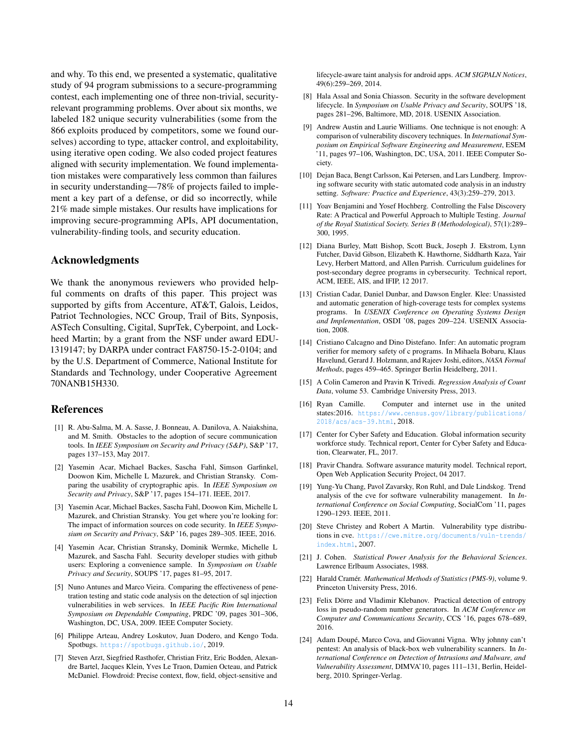and why. To this end, we presented a systematic, qualitative study of 94 program submissions to a secure-programming contest, each implementing one of three non-trivial, security-relevant programming problems. Over about six months, we labeled 182 unique security vulnerabilities (some from the 866 exploits produced by competitors, some we found ourselves) according to type, attacker control, and exploitability, using iterative open coding. We also coded project features aligned with security implementation. We found implementation mistakes were comparatively less common than failures in security understanding—78% of projects failed to implement a key part of a defense, or did so incorrectly, while 21% made simple mistakes. Our results have implications for improving secure-programming APIs, API documentation, vulnerability-finding tools, and security education.

## Acknowledgments

We thank the anonymous reviewers who provided helpful comments on drafts of this paper. This project was supported by gifts from Accenture, AT&T, Galois, Leidos, Patriot Technologies, NCC Group, Trail of Bits, Synposis, ASTech Consulting, Cigital, SuprTek, Cyberpoint, and Lockheed Martin; by a grant from the NSF under award EDU-1319147; by DARPA under contract FA8750-15-2-0104; and by the U.S. Department of Commerce, National Institute for Standards and Technology, under Cooperative Agreement 70NANB15H330.

## References

[1] R. Abu-Salma, M. A. Sasse, J. Bonneau, A. Danilova, A. Naiakshina, and M. Smith. Obstacles to the adoption of secure communication tools. In *IEEE Symposium on Security and Privacy (S&P)*, S&P '17, pages 137–153, May 2017.

[2] Yasemin Acar, Michael Backes, Sascha Fahl, Simson Garfinkel, Doowon Kim, Michelle L Mazurek, and Christian Stransky. Comparing the usability of cryptographic apis. In *IEEE Symposium on Security and Privacy*, S&P '17, pages 154–171. IEEE, 2017.

[3] Yasemin Acar, Michael Backes, Sascha Fahl, Doowon Kim, Michelle L Mazurek, and Christian Stransky. You get where you're looking for: The impact of information sources on code security. In *IEEE Symposium on Security and Privacy*, S&P '16, pages 289–305. IEEE, 2016.

[4] Yasemin Acar, Christian Stransky, Dominik Wermke, Michelle L Mazurek, and Sascha Fahl. Security developer studies with github users: Exploring a convenience sample. In *Symposium on Usable Privacy and Security*, SOUPS '17, pages 81–95, 2017.

[5] Nuno Antunes and Marco Vieira. Comparing the effectiveness of penetration testing and static code analysis on the detection of sql injection vulnerabilities in web services. In *IEEE Pacific Rim International Symposium on Dependable Computing*, PRDC '09, pages 301–306, Washington, DC, USA, 2009. IEEE Computer Society.

[6] Philippe Arteau, Andrey Loskutov, Juan Dodero, and Kengo Toda. Spotbugs. https://spotbugs.github.io/, 2019.

[7] Steven Arzt, Siegfried Rasthofer, Christian Fritz, Eric Bodden, Alexandre Bartel, Jacques Klein, Yves Le Traon, Damien Octeau, and Patrick McDaniel. Flowdroid: Precise context, flow, field, object-sensitive and lifecycle-aware taint analysis for android apps. *ACM SIGPALN Notices*, 49(6):259–269, 2014.

[8] Hala Assal and Sonia Chiasson. Security in the software development lifecycle. In *Symposium on Usable Privacy and Security*, SOUPS '18, pages 281–296, Baltimore, MD, 2018. USENIX Association.

[9] Andrew Austin and Laurie Williams. One technique is not enough: A comparison of vulnerability discovery techniques. In *International Symposium on Empirical Software Engineering and Measurement*, ESEM '11, pages 97–106, Washington, DC, USA, 2011. IEEE Computer Society.

[10] Dejan Baca, Bengt Carlsson, Kai Petersen, and Lars Lundberg. Improving software security with static automated code analysis in an industry setting. *Software: Practice and Experience*, 43(3):259–279, 2013.

[11] Yoav Benjamini and Yosef Hochberg. Controlling the False Discovery Rate: A Practical and Powerful Approach to Multiple Testing. *Journal of the Royal Statistical Society. Series B (Methodological)*, 57(1):289–300, 1995.

[12] Diana Burley, Matt Bishop, Scott Buck, Joseph J. Ekstrom, Lynn Futcher, David Gibson, Elizabeth K. Hawthorne, Siddharth Kaza, Yair Levy, Herbert Mattord, and Allen Parrish. Curriculum guidelines for post-secondary degree programs in cybersecurity. Technical report, ACM, IEEE, AIS, and IFIP, 12 2017.

[13] Cristian Cadar, Daniel Dunbar, and Dawson Engler. Klee: Unassisted and automatic generation of high-coverage tests for complex systems programs. In *USENIX Conference on Operating Systems Design and Implementation*, OSDI '08, pages 209–224. USENIX Association, 2008.

[14] Cristiano Calcagno and Dino Distefano. Infer: An automatic program verifier for memory safety of c programs. In Mihaela Bobaru, Klaus Havelund, Gerard J. Holzmann, and Rajeev Joshi, editors, *NASA Formal Methods*, pages 459–465. Springer Berlin Heidelberg, 2011.

[15] A Colin Cameron and Pravin K Trivedi. *Regression Analysis of Count Data*, volume 53. Cambridge University Press, 2013.

[16] Ryan Camille. Computer and internet use in the united states:2016. https://www.census.gov/library/publications/2018/acs/acs-39.html, 2018.

[17] Center for Cyber Safety and Education. Global information security workforce study. Technical report, Center for Cyber Safety and Education, Clearwater, FL, 2017.

[18] Pravir Chandra. Software assurance maturity model. Technical report, Open Web Application Security Project, 04 2017.

[19] Yung-Yu Chang, Pavol Zavarsky, Ron Ruhl, and Dale Lindskog. Trend analysis of the cve for software vulnerability management. In *International Conference on Social Computing*, SocialCom '11, pages 1290–1293. IEEE, 2011.

[20] Steve Christey and Robert A Martin. Vulnerability type distributions in cve. https://cwe.mitre.org/documents/vuln-trends/index.html, 2007.

[21] J. Cohen. *Statistical Power Analysis for the Behavioral Sciences*. Lawrence Erlbaum Associates, 1988.

[22] Harald Cramér. *Mathematical Methods of Statistics (PMS-9)*, volume 9. Princeton University Press, 2016.

[23] Felix Dörre and Vladimir Klebanov. Practical detection of entropy loss in pseudo-random number generators. In *ACM Conference on Computer and Communications Security*, CCS '16, pages 678–689, 2016.

[24] Adam Doupé, Marco Cova, and Giovanni Vigna. Why johnny can't pentest: An analysis of black-box web vulnerability scanners. In *International Conference on Detection of Intrusions and Malware, and Vulnerability Assessment*, DIMVA'10, pages 111–131, Berlin, Heidelberg, 2010. Springer-Verlag.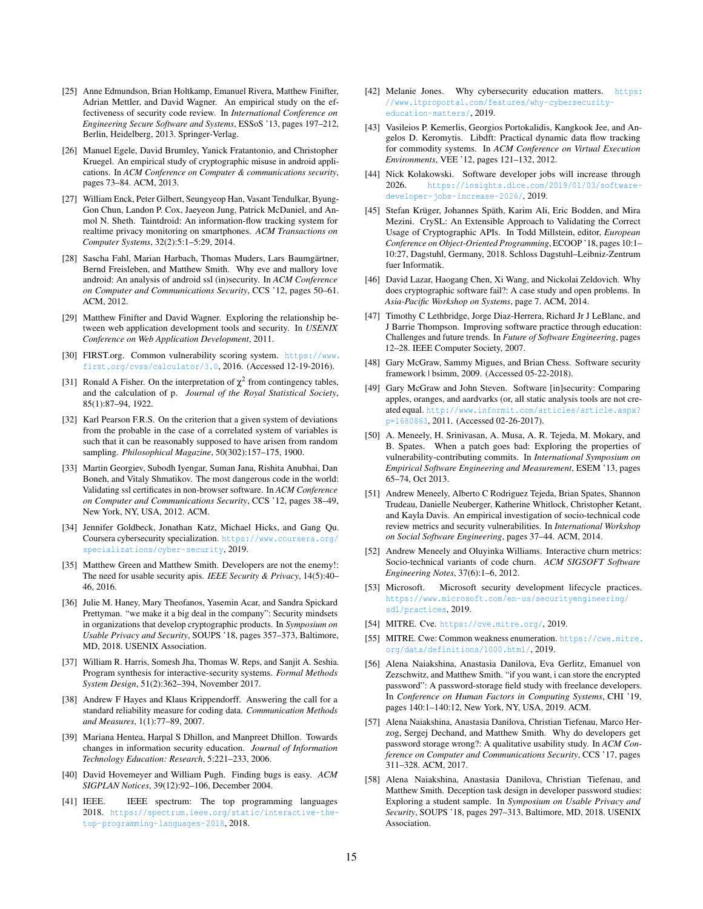[25] Anne Edmundson, Brian Holtkamp, Emanuel Rivera, Matthew Finifter, Adrian Mettler, and David Wagner. An empirical study on the effectiveness of security code review. In *International Conference on Engineering Secure Software and Systems*, ESSoS '13, pages 197–212, Berlin, Heidelberg, 2013. Springer-Verlag.

[26] Manuel Egele, David Brumley, Yanick Fratantonio, and Christopher Kruegel. An empirical study of cryptographic misuse in android applications. In *ACM Conference on Computer & communications security*, pages 73–84. ACM, 2013.

[27] William Enck, Peter Gilbert, Seungyeop Han, Vasant Tendulkar, Byung-Gon Chun, Landon P. Cox, Jaeyeon Jung, Patrick McDaniel, and Anmol N. Sheth. Taintdroid: An information-flow tracking system for realtime privacy monitoring on smartphones. *ACM Transactions on Computer Systems*, 32(2):5:1–5:29, 2014.

[28] Sascha Fahl, Marian Harbach, Thomas Muders, Lars Baumgärtner, Bernd Freisleben, and Matthew Smith. Why eve and mallory love android: An analysis of android ssl (in)security. In *ACM Conference on Computer and Communications Security*, CCS '12, pages 50–61. ACM, 2012.

[29] Matthew Finifter and David Wagner. Exploring the relationship between web application development tools and security. In *USENIX Conference on Web Application Development*, 2011.

[30] FIRST.org. Common vulnerability scoring system. https://www.first.org/cvss/calculator/3.0, 2016. (Accessed 12-19-2016).

[31] Ronald A Fisher. On the interpretation of $\chi^2$ from contingency tables, and the calculation of p. *Journal of the Royal Statistical Society*, 85(1):87–94, 1922.

[32] Karl Pearson F.R.S. On the criterion that a given system of deviations from the probable in the case of a correlated system of variables is such that it can be reasonably supposed to have arisen from random sampling. *Philosophical Magazine*, 50(302):157–175, 1900.

[33] Martin Georgiev, Subodh Iyengar, Suman Jana, Rishita Anubhai, Dan Boneh, and Vitaly Shmatikov. The most dangerous code in the world: Validating ssl certificates in non-browser software. In *ACM Conference on Computer and Communications Security*, CCS '12, pages 38–49, New York, NY, USA, 2012. ACM.

[34] Jennifer Goldbeck, Jonathan Katz, Michael Hicks, and Gang Qu. Coursera cybersecurity specialization. https://www.coursera.org/specializations/cyber-security, 2019.

[35] Matthew Green and Matthew Smith. Developers are not the enemy!: The need for usable security apis. *IEEE Security & Privacy*, 14(5):40–46, 2016.

[36] Julie M. Haney, Mary Theofanos, Yasemin Acar, and Sandra Spickard Prettyman. "we make it a big deal in the company": Security mindsets in organizations that develop cryptographic products. In *Symposium on Usable Privacy and Security*, SOUPS '18, pages 357–373, Baltimore, MD, 2018. USENIX Association.

[37] William R. Harris, Somesh Jha, Thomas W. Reps, and Sanjit A. Seshia. Program synthesis for interactive-security systems. *Formal Methods System Design*, 51(2):362–394, November 2017.

[38] Andrew F Hayes and Klaus Krippendorff. Answering the call for a standard reliability measure for coding data. *Communication Methods and Measures*, 1(1):77–89, 2007.

[39] Mariana Hentea, Harpal S Dhillon, and Manpreet Dhillon. Towards changes in information security education. *Journal of Information Technology Education: Research*, 5:221–233, 2006.

[40] David Hovemeyer and William Pugh. Finding bugs is easy. *ACM SIGPLAN Notices*, 39(12):92–106, December 2004.

[41] IEEE. IEEE spectrum: The top programming languages 2018. https://spectrum.ieee.org/static/interactive-the-top-programming-languages-2018, 2018.

[42] Melanie Jones. Why cybersecurity education matters. https://www.itproportal.com/features/why-cybersecurity-education-matters/, 2019.

[43] Vasileios P. Kemerlis, Georgios Portokalidis, Kangkook Jee, and Angelos D. Keromytis. Libdft: Practical dynamic data flow tracking for commodity systems. In *ACM Conference on Virtual Execution Environments*, VEE '12, pages 121–132, 2012.

[44] Nick Kolakowski. Software developer jobs will increase through 2026. https://insights.dice.com/2019/01/03/software-developer-jobs-increase-2026/, 2019.

[45] Stefan Krüger, Johannes Späth, Karim Ali, Eric Bodden, and Mira Mezini. CrySL: An Extensible Approach to Validating the Correct Usage of Cryptographic APIs. In Todd Millstein, editor, *European Conference on Object-Oriented Programming*, ECOOP '18, pages 10:1–10:27, Dagstuhl, Germany, 2018. Schloss Dagstuhl–Leibniz-Zentrum fuer Informatik.

[46] David Lazar, Haogang Chen, Xi Wang, and Nickolai Zeldovich. Why does cryptographic software fail?: A case study and open problems. In *Asia-Pacific Workshop on Systems*, page 7. ACM, 2014.

[47] Timothy C Lethbridge, Jorge Diaz-Herrera, Richard Jr J LeBlanc, and J Barrie Thompson. Improving software practice through education: Challenges and future trends. In *Future of Software Engineering*, pages 12–28. IEEE Computer Society, 2007.

[48] Gary McGraw, Sammy Migues, and Brian Chess. Software security framework | bsimm, 2009. (Accessed 05-22-2018).

[49] Gary McGraw and John Steven. Software [in]security: Comparing apples, oranges, and aardvarks (or, all static analysis tools are not created equal. http://www.informit.com/articles/article.aspx?p=1680863, 2011. (Accessed 02-26-2017).

[50] A. Meneely, H. Srinivasan, A. Musa, A. R. Tejeda, M. Mokary, and B. Spates. When a patch goes bad: Exploring the properties of vulnerability-contributing commits. In *International Symposium on Empirical Software Engineering and Measurement*, ESEM '13, pages 65–74, Oct 2013.

[51] Andrew Meneely, Alberto C Rodriguez Tejeda, Brian Spates, Shannon Trudeau, Danielle Neuberger, Katherine Whitlock, Christopher Ketant, and Kayla Davis. An empirical investigation of socio-technical code review metrics and security vulnerabilities. In *International Workshop on Social Software Engineering*, pages 37–44. ACM, 2014.

[52] Andrew Meneely and Oluyinka Williams. Interactive churn metrics: Socio-technical variants of code churn. *ACM SIGSOFT Software Engineering Notes*, 37(6):1–6, 2012.

[53] Microsoft. Microsoft security development lifecycle practices. https://www.microsoft.com/en-us/securityengineering/sdl/practices, 2019.

[54] MITRE. Cve. https://cve.mitre.org/, 2019.

[55] MITRE. Cwe: Common weakness enumeration. https://cwe.mitre.org/data/definitions/1000.html/, 2019.

[56] Alena Naiakshina, Anastasia Danilova, Eva Gerlitz, Emanuel von Zezschwitz, and Matthew Smith. "if you want, i can store the encrypted password": A password-storage field study with freelance developers. In *Conference on Human Factors in Computing Systems*, CHI '19, pages 140:1–140:12, New York, NY, USA, 2019. ACM.

[57] Alena Naiakshina, Anastasia Danilova, Christian Tiefenau, Marco Herzog, Sergej Dechand, and Matthew Smith. Why do developers get password storage wrong?: A qualitative usability study. In *ACM Conference on Computer and Communications Security*, CCS '17, pages 311–328. ACM, 2017.

[58] Alena Naiakshina, Anastasia Danilova, Christian Tiefenau, and Matthew Smith. Deception task design in developer password studies: Exploring a student sample. In *Symposium on Usable Privacy and Security*, SOUPS '18, pages 297–313, Baltimore, MD, 2018. USENIX Association.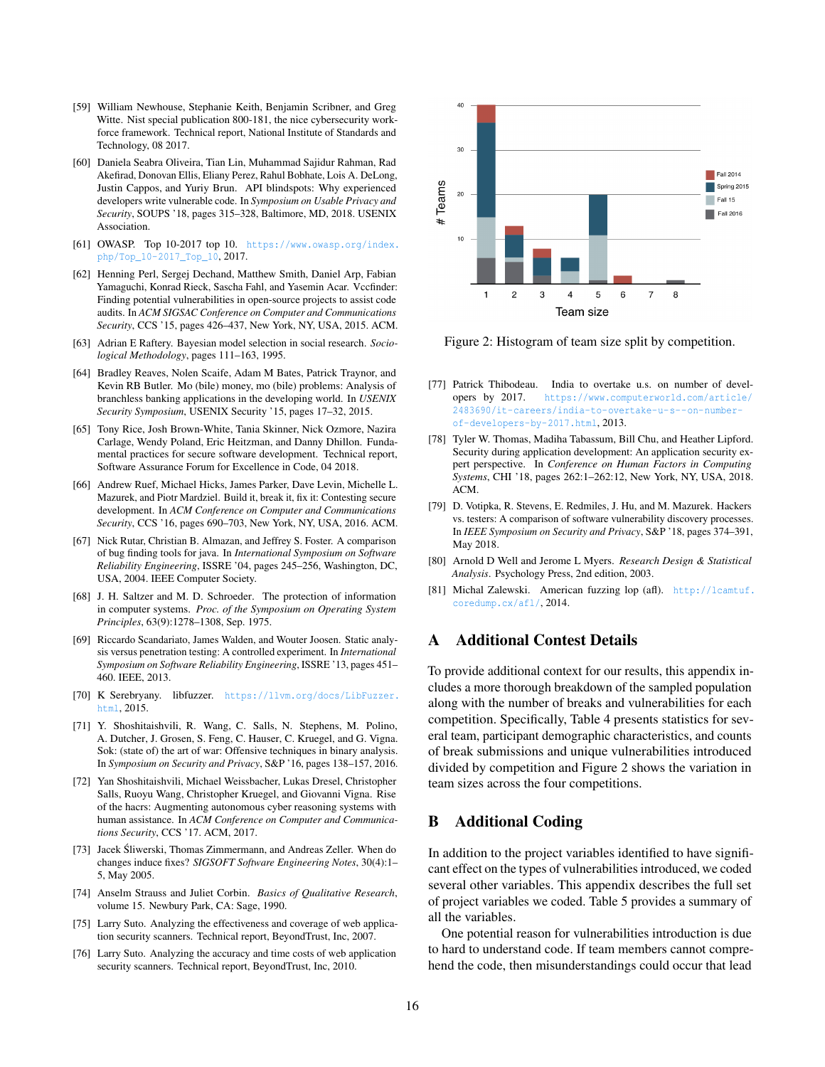[59] William Newhouse, Stephanie Keith, Benjamin Scribner, and Greg Witte. Nist special publication 800-181, the nice cybersecurity workforce framework. Technical report, National Institute of Standards and Technology, 08 2017.

[60] Daniela Seabra Oliveira, Tian Lin, Muhammad Sajidur Rahman, Rad Akefirad, Donovan Ellis, Eliany Perez, Rahul Bobhate, Lois A. DeLong, Justin Cappos, and Yuriy Brun. API blindspots: Why experienced developers write vulnerable code. In *Symposium on Usable Privacy and Security*, SOUPS '18, pages 315–328, Baltimore, MD, 2018. USENIX Association.

[61] OWASP. Top 10-2017 top 10. https://www.owasp.org/index.php/Top_10-2017_Top_10, 2017.

[62] Henning Perl, Sergej Dechand, Matthew Smith, Daniel Arp, Fabian Yamaguchi, Konrad Rieck, Sascha Fahl, and Yasemin Acar. Vccfinder: Finding potential vulnerabilities in open-source projects to assist code audits. In *ACM SIGSAC Conference on Computer and Communications Security*, CCS '15, pages 426–437, New York, NY, USA, 2015. ACM.

[63] Adrian E Raftery. Bayesian model selection in social research. *Sociological Methodology*, pages 111–163, 1995.

[64] Bradley Reaves, Nolen Scaife, Adam M Bates, Patrick Traynor, and Kevin RB Butler. Mo (bile) money, mo (bile) problems: Analysis of branchless banking applications in the developing world. In *USENIX Security Symposium*, USENIX Security '15, pages 17–32, 2015.

[65] Tony Rice, Josh Brown-White, Tania Skinner, Nick Ozmore, Nazira Carlage, Wendy Poland, Eric Heitzman, and Danny Dhillon. Fundamental practices for secure software development. Technical report, Software Assurance Forum for Excellence in Code, 04 2018.

[66] Andrew Ruef, Michael Hicks, James Parker, Dave Levin, Michelle L. Mazurek, and Piotr Mardziel. Build it, break it, fix it: Contesting secure development. In *ACM Conference on Computer and Communications Security*, CCS '16, pages 690–703, New York, NY, USA, 2016. ACM.

[67] Nick Rutar, Christian B. Almazan, and Jeffrey S. Foster. A comparison of bug finding tools for java. In *International Symposium on Software Reliability Engineering*, ISSRE '04, pages 245–256, Washington, DC, USA, 2004. IEEE Computer Society.

[68] J. H. Saltzer and M. D. Schroeder. The protection of information in computer systems. *Proc. of the Symposium on Operating System Principles*, 63(9):1278–1308, Sep. 1975.

[69] Riccardo Scandariato, James Walden, and Wouter Joosen. Static analysis versus penetration testing: A controlled experiment. In *International Symposium on Software Reliability Engineering*, ISSRE '13, pages 451–460. IEEE, 2013.

[70] K Serebryany. libfuzzer. https://llvm.org/docs/LibFuzzer.html, 2015.

[71] Y. Shoshitaishvili, R. Wang, C. Salls, N. Stephens, M. Polino, A. Dutcher, J. Grosen, S. Feng, C. Hauser, C. Kruegel, and G. Vigna. Sok: (state of) the art of war: Offensive techniques in binary analysis. In *Symposium on Security and Privacy*, S&P '16, pages 138–157, 2016.

[72] Yan Shoshitaishvili, Michael Weissbacher, Lukas Dresel, Christopher Salls, Ruoyu Wang, Christopher Kruegel, and Giovanni Vigna. Rise of the hacrs: Augmenting autonomous cyber reasoning systems with human assistance. In *ACM Conference on Computer and Communications Security*, CCS '17. ACM, 2017.

[73] Jacek Śliwerski, Thomas Zimmermann, and Andreas Zeller. When do changes induce fixes? *SIGSOFT Software Engineering Notes*, 30(4):1–5, May 2005.

[74] Anselm Strauss and Juliet Corbin. *Basics of Qualitative Research*, volume 15. Newbury Park, CA: Sage, 1990.

[75] Larry Suto. Analyzing the effectiveness and coverage of web application security scanners. Technical report, BeyondTrust, Inc, 2007.

[76] Larry Suto. Analyzing the accuracy and time costs of web application security scanners. Technical report, BeyondTrust, Inc, 2010.

Figure 2: Histogram of team size split by competition.

[77] Patrick Thibodeau. India to overtake u.s. on number of developers by 2017. https://www.computerworld.com/article/2483690/it-careers/india-to-overtake-u-s--on-number-of-developers-by-2017.html, 2013.

[78] Tyler W. Thomas, Madiha Tabassum, Bill Chu, and Heather Lipford. Security during application development: An application security expert perspective. In *Conference on Human Factors in Computing Systems*, CHI '18, pages 262:1–262:12, New York, NY, USA, 2018. ACM.

[79] D. Votipka, R. Stevens, E. Redmiles, J. Hu, and M. Mazurek. Hackers vs. testers: A comparison of software vulnerability discovery processes. In *IEEE Symposium on Security and Privacy*, S&P '18, pages 374–391, May 2018.

[80] Arnold D Well and Jerome L Myers. *Research Design & Statistical Analysis*. Psychology Press, 2nd edition, 2003.

[81] Michal Zalewski. American fuzzing lop (afl). http://lcamtuf.coredump.cx/afl/, 2014.

# A Additional Contest Details

To provide additional context for our results, this appendix includes a more thorough breakdown of the sampled population along with the number of breaks and vulnerabilities for each competition. Specifically, Table 4 presents statistics for several team, participant demographic characteristics, and counts of break submissions and unique vulnerabilities introduced divided by competition and Figure 2 shows the variation in team sizes across the four competitions.

# B Additional Coding

In addition to the project variables identified to have significant effect on the types of vulnerabilities introduced, we coded several other variables. This appendix describes the full set of project variables we coded. Table 5 provides a summary of all the variables.

One potential reason for vulnerabilities introduction is due to hard to understand code. If team members cannot comprehend the code, then misunderstandings could occur that lead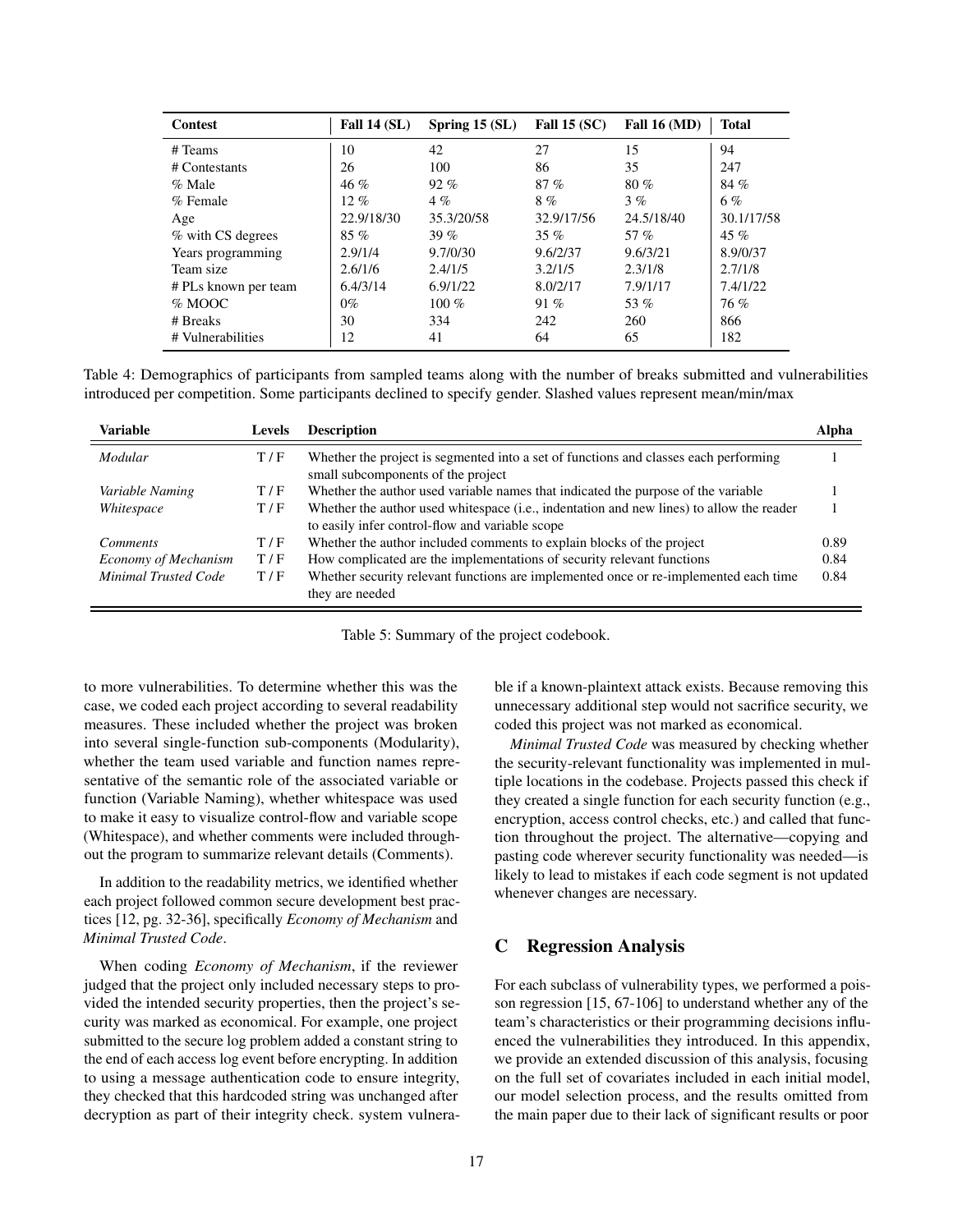| Contest | Fall 14 (SL) | Spring 15 (SL) | Fall 15 (SC) | Fall 16 (MD) | Total |
|---|---|---|---|---|---|
| # Teams | 10 | 42 | 27 | 15 | 94 |
| # Contestants | 26 | 100 | 86 | 35 | 247 |
| % Male | 46 % | 92 % | 87 % | 80 % | 84 % |
| % Female | 12 % | 4 % | 8 % | 3 % | 6 % |
| Age | 22.9/18/30 | 35.3/20/58 | 32.9/17/56 | 24.5/18/40 | 30.1/17/58 |
| % with CS degrees | 85 % | 39 % | 35 % | 57 % | 45 % |
| Years programming | 2.9/1/4 | 9.7/0/30 | 9.6/2/37 | 9.6/3/21 | 8.9/0/37 |
| Team size | 2.6/1/6 | 2.4/1/5 | 3.2/1/5 | 2.3/1/8 | 2.7/1/8 |
| # PLs known per team | 6.4/3/14 | 6.9/1/22 | 8.0/2/17 | 7.9/1/17 | 7.4/1/22 |
| % MOOC | 0% | 100 % | 91 % | 53 % | 76 % |
| # Breaks | 30 | 334 | 242 | 260 | 866 |
| # Vulnerabilities | 12 | 41 | 64 | 65 | 182 |

Table 4: Demographics of participants from sampled teams along with the number of breaks submitted and vulnerabilities introduced per competition. Some participants declined to specify gender. Slashed values represent mean/min/max

| Variable | Levels | Description | Alpha |
|---|---|---|---|
| *Modular* | T / F | Whether the project is segmented into a set of functions and classes each performing small subcomponents of the project | 1 |
| *Variable Naming* | T / F | Whether the author used variable names that indicated the purpose of the variable | 1 |
| *Whitespace* | T / F | Whether the author used whitespace (i.e., indentation and new lines) to allow the reader to easily infer control-flow and variable scope | 1 |
| *Comments* | T / F | Whether the author included comments to explain blocks of the project | 0.89 |
| *Economy of Mechanism* | T / F | How complicated are the implementations of security relevant functions | 0.84 |
| *Minimal Trusted Code* | T / F | Whether security relevant functions are implemented once or re-implemented each time they are needed | 0.84 |

Table 5: Summary of the project codebook.

to more vulnerabilities. To determine whether this was the case, we coded each project according to several readability measures. These included whether the project was broken into several single-function sub-components (Modularity), whether the team used variable and function names representative of the semantic role of the associated variable or function (Variable Naming), whether whitespace was used to make it easy to visualize control-flow and variable scope (Whitespace), and whether comments were included throughout the program to summarize relevant details (Comments).

In addition to the readability metrics, we identified whether each project followed common secure development best practices [12, pg. 32-36], specifically *Economy of Mechanism* and *Minimal Trusted Code*.

When coding *Economy of Mechanism*, if the reviewer judged that the project only included necessary steps to provided the intended security properties, then the project's security was marked as economical. For example, one project submitted to the secure log problem added a constant string to the end of each access log event before encrypting. In addition to using a message authentication code to ensure integrity, they checked that this hardcoded string was unchanged after decryption as part of their integrity check. system vulnerable if a known-plaintext attack exists. Because removing this unnecessary additional step would not sacrifice security, we coded this project was not marked as economical.

*Minimal Trusted Code* was measured by checking whether the security-relevant functionality was implemented in multiple locations in the codebase. Projects passed this check if they created a single function for each security function (e.g., encryption, access control checks, etc.) and called that function throughout the project. The alternative—copying and pasting code wherever security functionality was needed—is likely to lead to mistakes if each code segment is not updated whenever changes are necessary.

## C Regression Analysis

For each subclass of vulnerability types, we performed a poisson regression [15, 67-106] to understand whether any of the team's characteristics or their programming decisions influenced the vulnerabilities they introduced. In this appendix, we provide an extended discussion of this analysis, focusing on the full set of covariates included in each initial model, our model selection process, and the results omitted from the main paper due to their lack of significant results or poor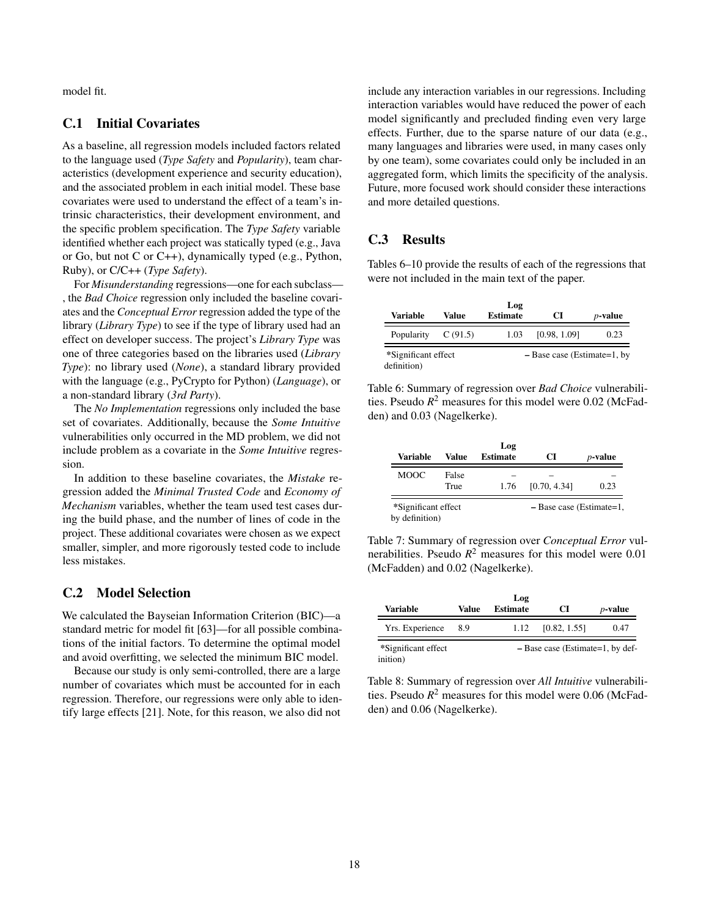model fit.

### C.1 Initial Covariates

As a baseline, all regression models included factors related to the language used (*Type Safety* and *Popularity*), team characteristics (development experience and security education), and the associated problem in each initial model. These base covariates were used to understand the effect of a team's intrinsic characteristics, their development environment, and the specific problem specification. The *Type Safety* variable identified whether each project was statically typed (e.g., Java or Go, but not C or C++), dynamically typed (e.g., Python, Ruby), or C/C++ (*Type Safety*).

For *Misunderstanding* regressions—one for each subclass—, the *Bad Choice* regression only included the baseline covariates and the *Conceptual Error* regression added the type of the library (*Library Type*) to see if the type of library used had an effect on developer success. The project's *Library Type* was one of three categories based on the libraries used (*Library Type*): no library used (*None*), a standard library provided with the language (e.g., PyCrypto for Python) (*Language*), or a non-standard library (*3rd Party*).

The *No Implementation* regressions only included the base set of covariates. Additionally, because the *Some Intuitive* vulnerabilities only occurred in the MD problem, we did not include problem as a covariate in the *Some Intuitive* regression.

In addition to these baseline covariates, the *Mistake* regression added the *Minimal Trusted Code* and *Economy of Mechanism* variables, whether the team used test cases during the build phase, and the number of lines of code in the project. These additional covariates were chosen as we expect smaller, simpler, and more rigorously tested code to include less mistakes.

### C.2 Model Selection

We calculated the Bayseian Information Criterion (BIC)—a standard metric for model fit [63]—for all possible combinations of the initial factors. To determine the optimal model and avoid overfitting, we selected the minimum BIC model.

Because our study is only semi-controlled, there are a large number of covariates which must be accounted for in each regression. Therefore, our regressions were only able to identify large effects [21]. Note, for this reason, we also did not include any interaction variables in our regressions. Including interaction variables would have reduced the power of each model significantly and precluded finding even very large effects. Further, due to the sparse nature of our data (e.g., many languages and libraries were used, in many cases only by one team), some covariates could only be included in an aggregated form, which limits the specificity of the analysis. Future, more focused work should consider these interactions and more detailed questions.

### C.3 Results

Tables 6–10 provide the results of each of the regressions that were not included in the main text of the paper.

| Variable | Value | Log Estimate | CI | *p*-value |
|---|---|---|---|---|
| Popularity | C (91.5) | 1.03 | [0.98, 1.09] | 0.23 |

*Significant effect – Base case (Estimate=1, by definition)

Table 6: Summary of regression over *Bad Choice* vulnerabilities. Pseudo $R^2$ measures for this model were 0.02 (McFadden) and 0.03 (Nagelkerke).

| Variable | Value | Log Estimate | CI | *p*-value |
|---|---|---|---|---|
| MOOC | False | – | – | – |
| | True | 1.76 | [0.70, 4.34] | 0.23 |

*Significant effect – Base case (Estimate=1, by definition)

Table 7: Summary of regression over *Conceptual Error* vulnerabilities. Pseudo $R^2$ measures for this model were 0.01 (McFadden) and 0.02 (Nagelkerke).

| Variable | Value | Log Estimate | CI | *p*-value |
|---|---|---|---|---|
| Yrs. Experience | 8.9 | 1.12 | [0.82, 1.55] | 0.47 |

*Significant effect – Base case (Estimate=1, by definition)

Table 8: Summary of regression over *All Intuitive* vulnerabilities. Pseudo $R^2$ measures for this model were 0.06 (McFadden) and 0.06 (Nagelkerke).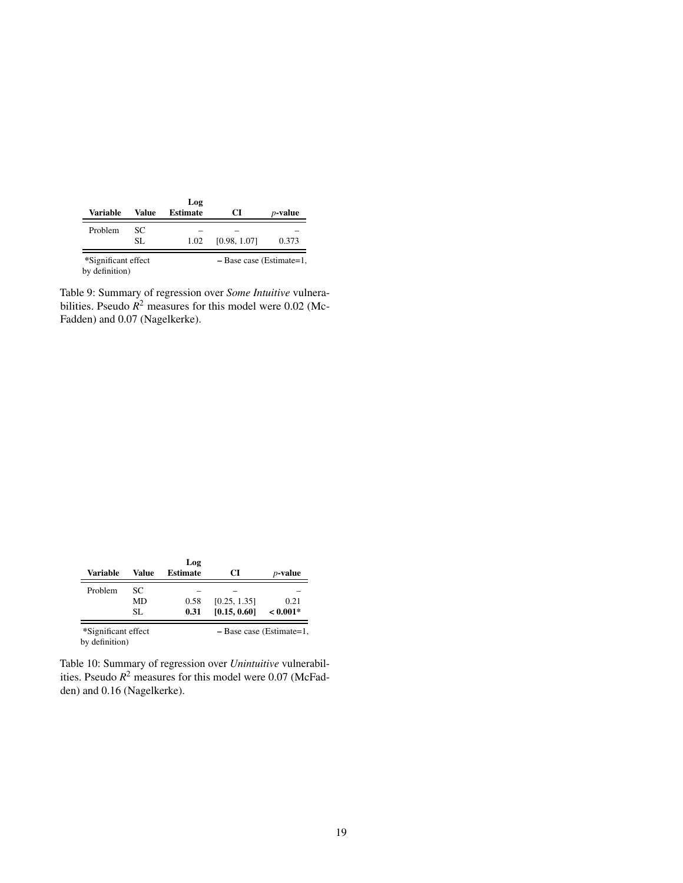| Variable | Value | Log Estimate | CI | $p$-value |
|---|---|---|---|---|
| Problem | SC | – | – | – |
| | SL | 1.02 | [0.98, 1.07] | 0.373 |

*Significant effect – Base case (Estimate=1, by definition)

Table 9: Summary of regression over *Some Intuitive* vulnerabilities. Pseudo $R^2$ measures for this model were 0.02 (McFadden) and 0.07 (Nagelkerke).

| Variable | Value | Log Estimate | CI | $p$-value |
|---|---|---|---|---|
| Problem | SC | – | – | – |
| | MD | 0.58 | [0.25, 1.35] | 0.21 |
| | SL | **0.31** | **[0.15, 0.60]** | **< 0.001*** |

*Significant effect – Base case (Estimate=1, by definition)

Table 10: Summary of regression over *Unintuitive* vulnerabilities. Pseudo $R^2$ measures for this model were 0.07 (McFadden) and 0.16 (Nagelkerke).